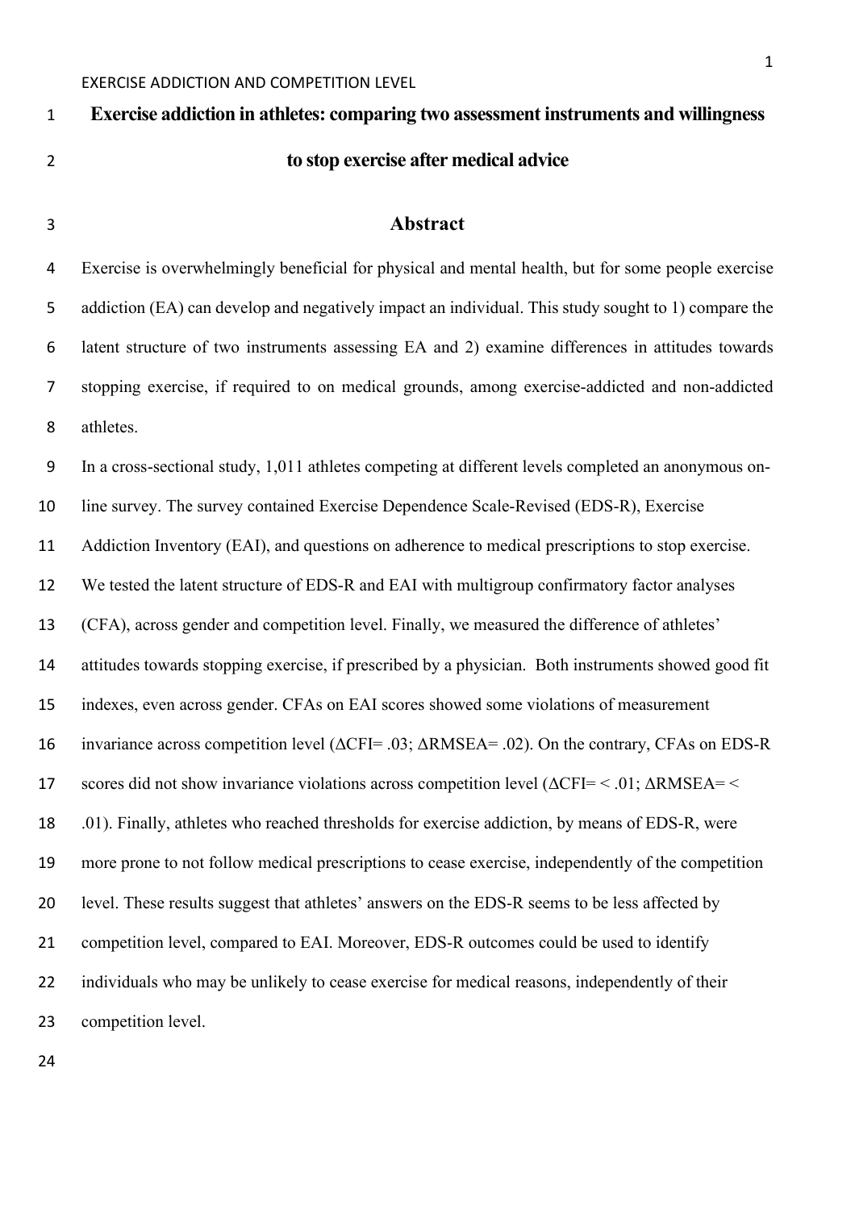# Exercise addiction in athletes: comparing two assessment instruments and willingness to stop exercise after medical advice

## Abstract

Exercise is overwhelmingly beneficial for physical and mental health, but for some people exercise addiction (EA) can develop and negatively impact an individual. This study sought to 1) compare the latent structure of two instruments assessing EA and 2) examine differences in attitudes towards stopping exercise, if required to on medical grounds, among exercise-addicted and non-addicted athletes.

In a cross-sectional study, 1,011 athletes competing at different levels completed an anonymous on-line survey. The survey contained Exercise Dependence Scale-Revised (EDS-R), Exercise Addiction Inventory (EAI), and questions on adherence to medical prescriptions to stop exercise. We tested the latent structure of EDS-R and EAI with multigroup confirmatory factor analyses (CFA), across gender and competition level. Finally, we measured the difference of athletes' attitudes towards stopping exercise, if prescribed by a physician. Both instruments showed good fit indexes, even across gender. CFAs on EAI scores showed some violations of measurement invariance across competition level (ΔCFI= .03; ΔRMSEA= .02). On the contrary, CFAs on EDS-R scores did not show invariance violations across competition level (ΔCFI= < .01; ΔRMSEA= < .01). Finally, athletes who reached thresholds for exercise addiction, by means of EDS-R, were more prone to not follow medical prescriptions to cease exercise, independently of the competition level. These results suggest that athletes' answers on the EDS-R seems to be less affected by competition level, compared to EAI. Moreover, EDS-R outcomes could be used to identify individuals who may be unlikely to cease exercise for medical reasons, independently of their competition level.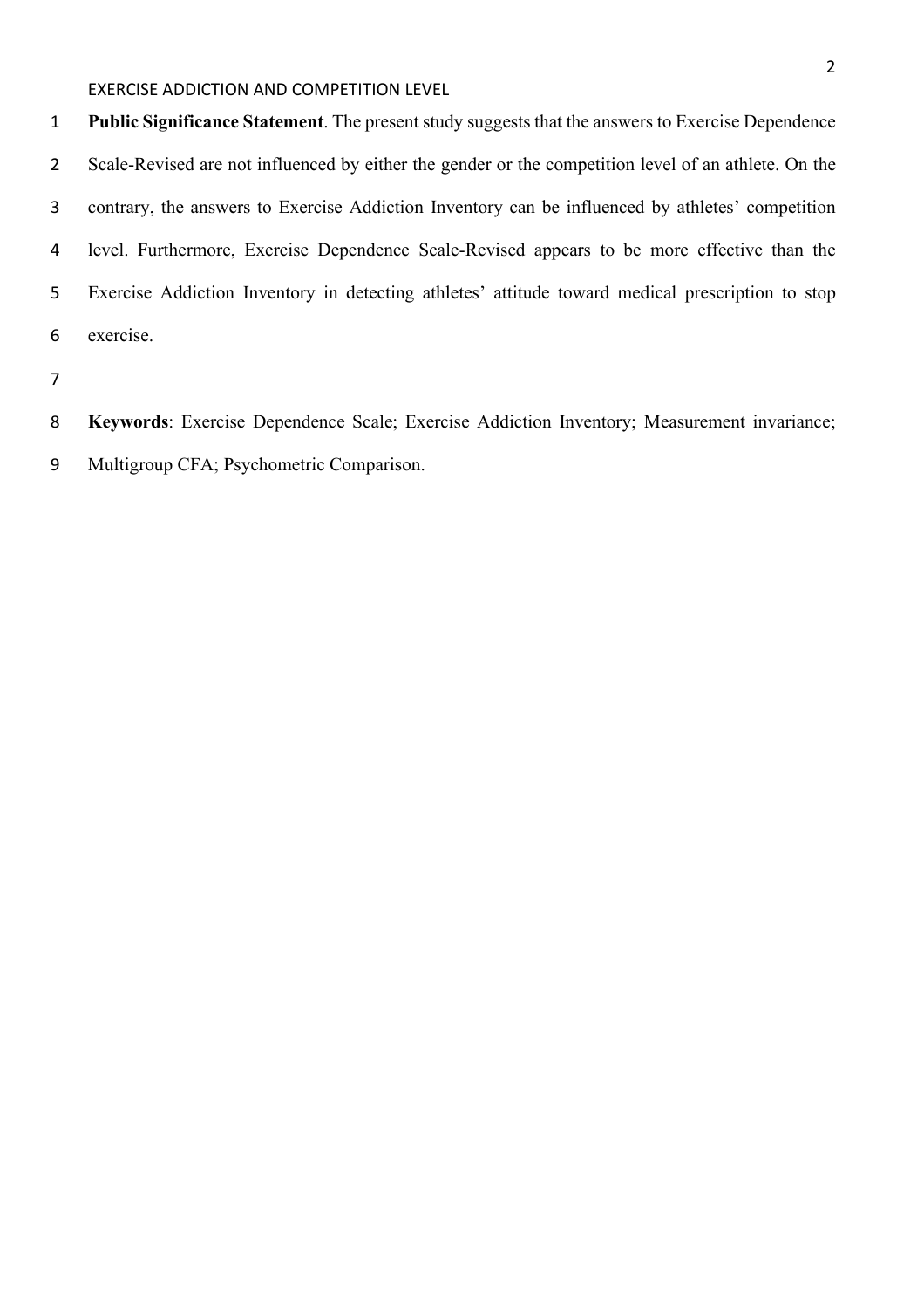**Public Significance Statement**. The present study suggests that the answers to Exercise Dependence Scale-Revised are not influenced by either the gender or the competition level of an athlete. On the contrary, the answers to Exercise Addiction Inventory can be influenced by athletes' competition level. Furthermore, Exercise Dependence Scale-Revised appears to be more effective than the Exercise Addiction Inventory in detecting athletes' attitude toward medical prescription to stop exercise.

**Keywords**: Exercise Dependence Scale; Exercise Addiction Inventory; Measurement invariance; Multigroup CFA; Psychometric Comparison.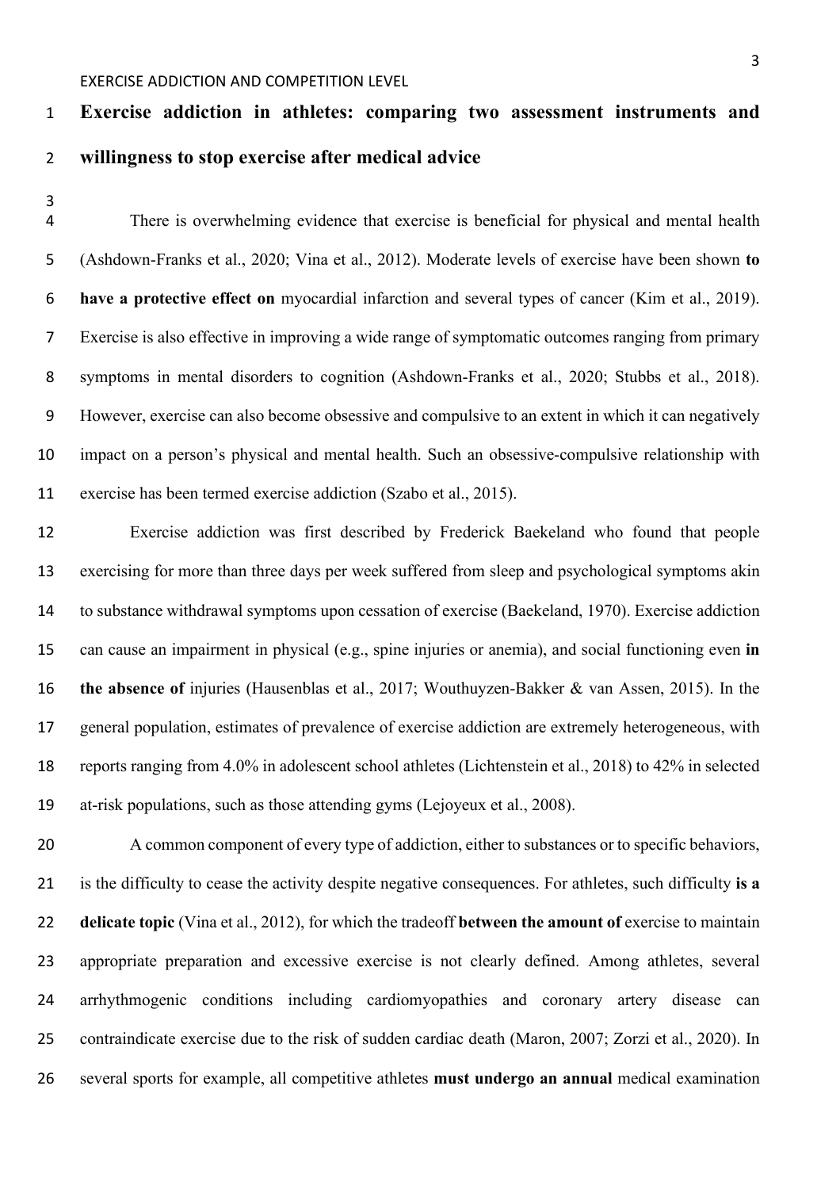# Exercise addiction in athletes: comparing two assessment instruments and willingness to stop exercise after medical advice

There is overwhelming evidence that exercise is beneficial for physical and mental health (Ashdown-Franks et al., 2020; Vina et al., 2012). Moderate levels of exercise have been shown **to have a protective effect on** myocardial infarction and several types of cancer (Kim et al., 2019). Exercise is also effective in improving a wide range of symptomatic outcomes ranging from primary symptoms in mental disorders to cognition (Ashdown-Franks et al., 2020; Stubbs et al., 2018). However, exercise can also become obsessive and compulsive to an extent in which it can negatively impact on a person's physical and mental health. Such an obsessive-compulsive relationship with exercise has been termed exercise addiction (Szabo et al., 2015).

Exercise addiction was first described by Frederick Baekeland who found that people exercising for more than three days per week suffered from sleep and psychological symptoms akin to substance withdrawal symptoms upon cessation of exercise (Baekeland, 1970). Exercise addiction can cause an impairment in physical (e.g., spine injuries or anemia), and social functioning even **in the absence of** injuries (Hausenblas et al., 2017; Wouthuyzen-Bakker & van Assen, 2015). In the general population, estimates of prevalence of exercise addiction are extremely heterogeneous, with reports ranging from 4.0% in adolescent school athletes (Lichtenstein et al., 2018) to 42% in selected at-risk populations, such as those attending gyms (Lejoyeux et al., 2008).

A common component of every type of addiction, either to substances or to specific behaviors, is the difficulty to cease the activity despite negative consequences. For athletes, such difficulty **is a delicate topic** (Vina et al., 2012), for which the tradeoff **between the amount of** exercise to maintain appropriate preparation and excessive exercise is not clearly defined. Among athletes, several arrhythmogenic conditions including cardiomyopathies and coronary artery disease can contraindicate exercise due to the risk of sudden cardiac death (Maron, 2007; Zorzi et al., 2020). In several sports for example, all competitive athletes **must undergo an annual** medical examination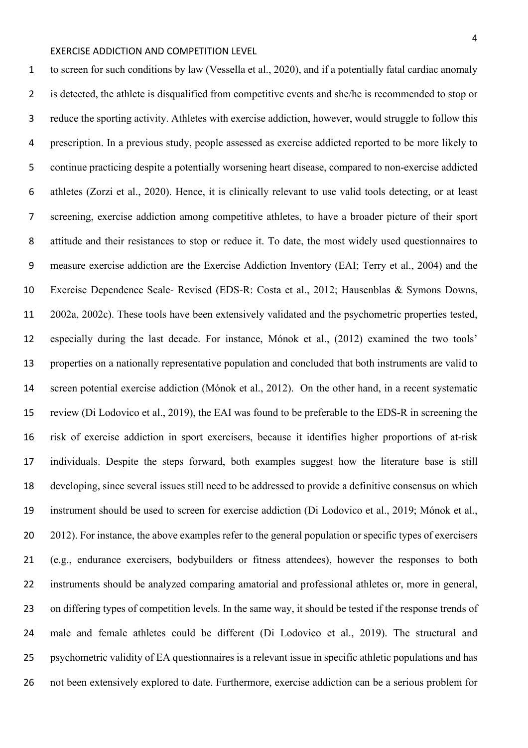to screen for such conditions by law (Vessella et al., 2020), and if a potentially fatal cardiac anomaly is detected, the athlete is disqualified from competitive events and she/he is recommended to stop or reduce the sporting activity. Athletes with exercise addiction, however, would struggle to follow this prescription. In a previous study, people assessed as exercise addicted reported to be more likely to continue practicing despite a potentially worsening heart disease, compared to non-exercise addicted athletes (Zorzi et al., 2020). Hence, it is clinically relevant to use valid tools detecting, or at least screening, exercise addiction among competitive athletes, to have a broader picture of their sport attitude and their resistances to stop or reduce it. To date, the most widely used questionnaires to measure exercise addiction are the Exercise Addiction Inventory (EAI; Terry et al., 2004) and the Exercise Dependence Scale- Revised (EDS-R: Costa et al., 2012; Hausenblas & Symons Downs, 2002a, 2002c). These tools have been extensively validated and the psychometric properties tested, especially during the last decade. For instance, Mónok et al., (2012) examined the two tools' properties on a nationally representative population and concluded that both instruments are valid to screen potential exercise addiction (Mónok et al., 2012). On the other hand, in a recent systematic review (Di Lodovico et al., 2019), the EAI was found to be preferable to the EDS-R in screening the risk of exercise addiction in sport exercisers, because it identifies higher proportions of at-risk individuals. Despite the steps forward, both examples suggest how the literature base is still developing, since several issues still need to be addressed to provide a definitive consensus on which instrument should be used to screen for exercise addiction (Di Lodovico et al., 2019; Mónok et al., 2012). For instance, the above examples refer to the general population or specific types of exercisers (e.g., endurance exercisers, bodybuilders or fitness attendees), however the responses to both instruments should be analyzed comparing amatorial and professional athletes or, more in general, on differing types of competition levels. In the same way, it should be tested if the response trends of male and female athletes could be different (Di Lodovico et al., 2019). The structural and psychometric validity of EA questionnaires is a relevant issue in specific athletic populations and has not been extensively explored to date. Furthermore, exercise addiction can be a serious problem for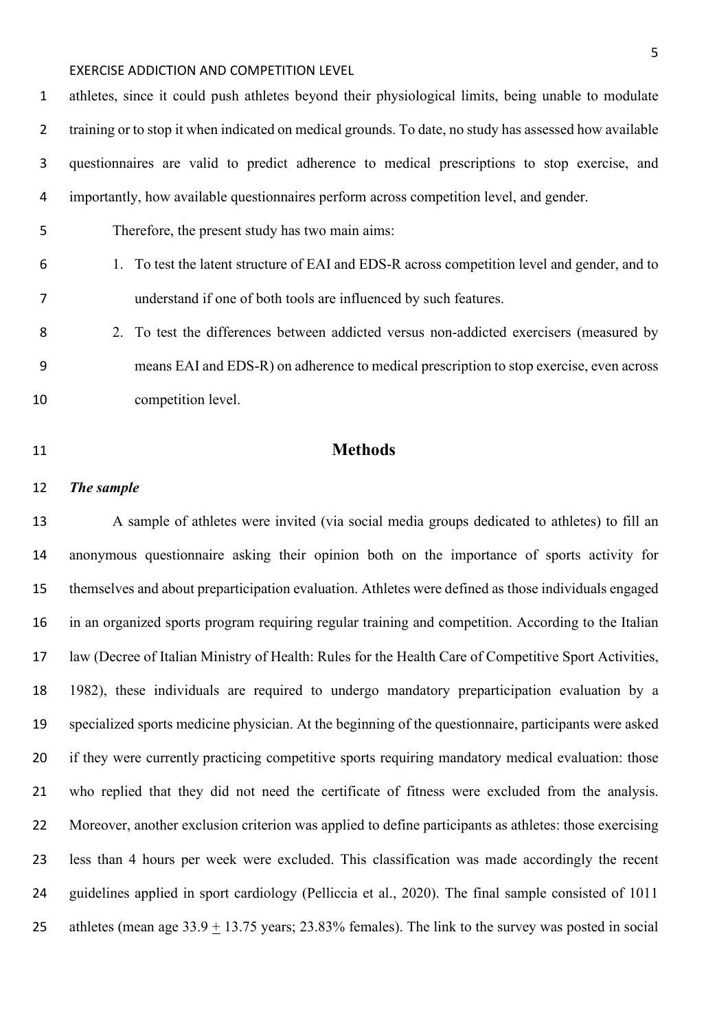athletes, since it could push athletes beyond their physiological limits, being unable to modulate training or to stop it when indicated on medical grounds. To date, no study has assessed how available questionnaires are valid to predict adherence to medical prescriptions to stop exercise, and importantly, how available questionnaires perform across competition level, and gender.

Therefore, the present study has two main aims:

1. To test the latent structure of EAI and EDS-R across competition level and gender, and to understand if one of both tools are influenced by such features.
2. To test the differences between addicted versus non-addicted exercisers (measured by means EAI and EDS-R) on adherence to medical prescription to stop exercise, even across competition level.

## Methods

### *The sample*

A sample of athletes were invited (via social media groups dedicated to athletes) to fill an anonymous questionnaire asking their opinion both on the importance of sports activity for themselves and about preparticipation evaluation. Athletes were defined as those individuals engaged in an organized sports program requiring regular training and competition. According to the Italian law (Decree of Italian Ministry of Health: Rules for the Health Care of Competitive Sport Activities, 1982), these individuals are required to undergo mandatory preparticipation evaluation by a specialized sports medicine physician. At the beginning of the questionnaire, participants were asked if they were currently practicing competitive sports requiring mandatory medical evaluation: those who replied that they did not need the certificate of fitness were excluded from the analysis. Moreover, another exclusion criterion was applied to define participants as athletes: those exercising less than 4 hours per week were excluded. This classification was made accordingly the recent guidelines applied in sport cardiology (Pelliccia et al., 2020). The final sample consisted of 1011 athletes (mean age 33.9 $\pm$ 13.75 years; 23.83% females). The link to the survey was posted in social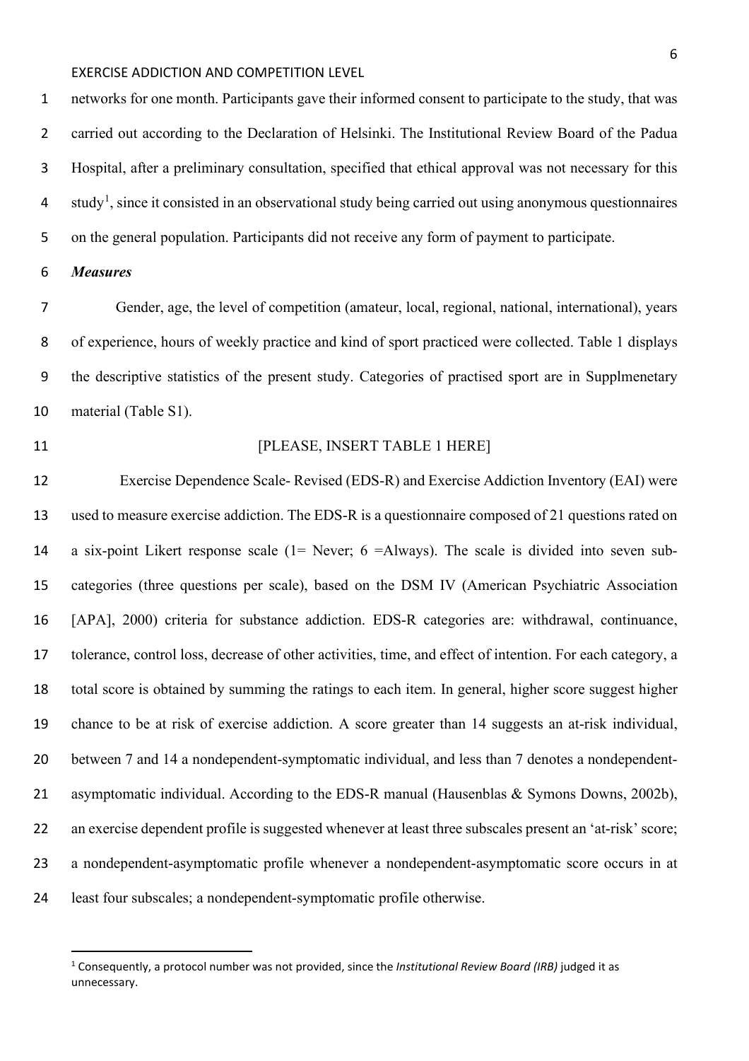networks for one month. Participants gave their informed consent to participate to the study, that was carried out according to the Declaration of Helsinki. The Institutional Review Board of the Padua Hospital, after a preliminary consultation, specified that ethical approval was not necessary for this study[1], since it consisted in an observational study being carried out using anonymous questionnaires on the general population. Participants did not receive any form of payment to participate.

### *Measures*

Gender, age, the level of competition (amateur, local, regional, national, international), years of experience, hours of weekly practice and kind of sport practiced were collected. Table 1 displays the descriptive statistics of the present study. Categories of practised sport are in Supplmenetary material (Table S1).

[PLEASE, INSERT TABLE 1 HERE]

Exercise Dependence Scale- Revised (EDS-R) and Exercise Addiction Inventory (EAI) were used to measure exercise addiction. The EDS-R is a questionnaire composed of 21 questions rated on a six-point Likert response scale (1= Never; 6 =Always). The scale is divided into seven sub-categories (three questions per scale), based on the DSM IV (American Psychiatric Association [APA], 2000) criteria for substance addiction. EDS-R categories are: withdrawal, continuance, tolerance, control loss, decrease of other activities, time, and effect of intention. For each category, a total score is obtained by summing the ratings to each item. In general, higher score suggest higher chance to be at risk of exercise addiction. A score greater than 14 suggests an at-risk individual, between 7 and 14 a nondependent-symptomatic individual, and less than 7 denotes a nondependent-asymptomatic individual. According to the EDS-R manual (Hausenblas & Symons Downs, 2002b), an exercise dependent profile is suggested whenever at least three subscales present an 'at-risk' score; a nondependent-asymptomatic profile whenever a nondependent-asymptomatic score occurs in at least four subscales; a nondependent-symptomatic profile otherwise.

[1] Consequently, a protocol number was not provided, since the *Institutional Review Board (IRB)* judged it as unnecessary.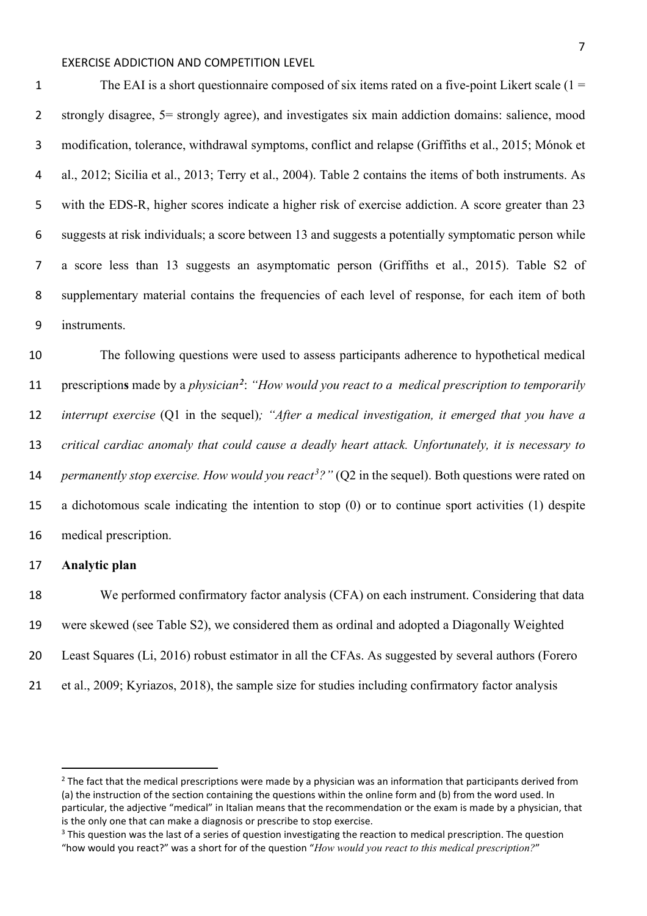The EAI is a short questionnaire composed of six items rated on a five-point Likert scale (1 = strongly disagree, 5= strongly agree), and investigates six main addiction domains: salience, mood modification, tolerance, withdrawal symptoms, conflict and relapse (Griffiths et al., 2015; Mónok et al., 2012; Sicilia et al., 2013; Terry et al., 2004). Table 2 contains the items of both instruments. As with the EDS-R, higher scores indicate a higher risk of exercise addiction. A score greater than 23 suggests at risk individuals; a score between 13 and suggests a potentially symptomatic person while a score less than 13 suggests an asymptomatic person (Griffiths et al., 2015). Table S2 of supplementary material contains the frequencies of each level of response, for each item of both instruments.

The following questions were used to assess participants adherence to hypothetical medical prescription**s** made by a *physician*[2]: *"How would you react to a medical prescription to temporarily interrupt exercise* (Q1 in the sequel)*; "After a medical investigation, it emerged that you have a critical cardiac anomaly that could cause a deadly heart attack. Unfortunately, it is necessary to permanently stop exercise. How would you react*[3]*?"* (Q2 in the sequel). Both questions were rated on a dichotomous scale indicating the intention to stop (0) or to continue sport activities (1) despite medical prescription.

**Analytic plan**

We performed confirmatory factor analysis (CFA) on each instrument. Considering that data were skewed (see Table S2), we considered them as ordinal and adopted a Diagonally Weighted Least Squares (Li, 2016) robust estimator in all the CFAs. As suggested by several authors (Forero et al., 2009; Kyriazos, 2018), the sample size for studies including confirmatory factor analysis

---

[2] The fact that the medical prescriptions were made by a physician was an information that participants derived from (a) the instruction of the section containing the questions within the online form and (b) from the word used. In particular, the adjective "medical" in Italian means that the recommendation or the exam is made by a physician, that is the only one that can make a diagnosis or prescribe to stop exercise.

[3] This question was the last of a series of question investigating the reaction to medical prescription. The question "how would you react?" was a short for of the question "*How would you react to this medical prescription?*"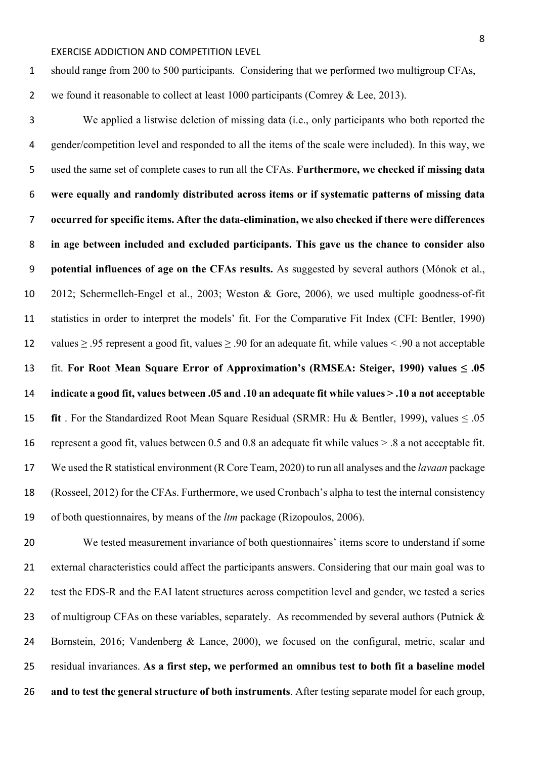should range from 200 to 500 participants. Considering that we performed two multigroup CFAs, we found it reasonable to collect at least 1000 participants (Comrey & Lee, 2013).

We applied a listwise deletion of missing data (i.e., only participants who both reported the gender/competition level and responded to all the items of the scale were included). In this way, we used the same set of complete cases to run all the CFAs. **Furthermore, we checked if missing data were equally and randomly distributed across items or if systematic patterns of missing data occurred for specific items. After the data-elimination, we also checked if there were differences in age between included and excluded participants. This gave us the chance to consider also potential influences of age on the CFAs results.** As suggested by several authors (Mónok et al., 2012; Schermelleh-Engel et al., 2003; Weston & Gore, 2006), we used multiple goodness-of-fit statistics in order to interpret the models' fit. For the Comparative Fit Index (CFI: Bentler, 1990) values $\geq .95$ represent a good fit, values $\geq .90$ for an adequate fit, while values $< .90$ a not acceptable fit. **For Root Mean Square Error of Approximation's (RMSEA: Steiger, 1990) values $\leq .05$ indicate a good fit, values between .05 and .10 an adequate fit while values $> .10$ a not acceptable fit** . For the Standardized Root Mean Square Residual (SRMR: Hu & Bentler, 1999), values $\leq .05$ represent a good fit, values between 0.5 and 0.8 an adequate fit while values $> .8$ a not acceptable fit. We used the R statistical environment (R Core Team, 2020) to run all analyses and the *lavaan* package (Rosseel, 2012) for the CFAs. Furthermore, we used Cronbach's alpha to test the internal consistency of both questionnaires, by means of the *ltm* package (Rizopoulos, 2006).

We tested measurement invariance of both questionnaires' items score to understand if some external characteristics could affect the participants answers. Considering that our main goal was to test the EDS-R and the EAI latent structures across competition level and gender, we tested a series of multigroup CFAs on these variables, separately. As recommended by several authors (Putnick & Bornstein, 2016; Vandenberg & Lance, 2000), we focused on the configural, metric, scalar and residual invariances. **As a first step, we performed an omnibus test to both fit a baseline model and to test the general structure of both instruments**. After testing separate model for each group,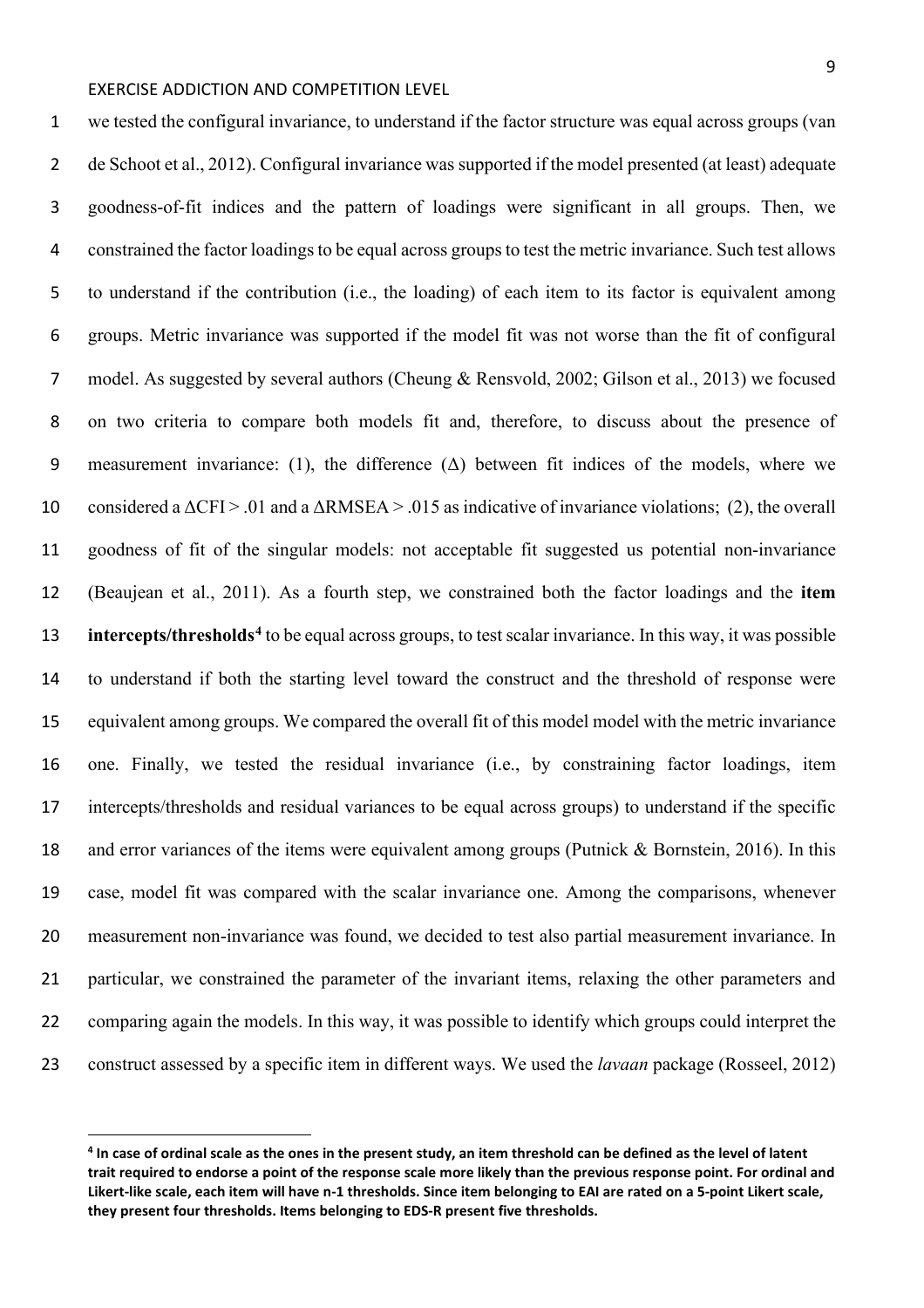we tested the configural invariance, to understand if the factor structure was equal across groups (van de Schoot et al., 2012). Configural invariance was supported if the model presented (at least) adequate goodness-of-fit indices and the pattern of loadings were significant in all groups. Then, we constrained the factor loadings to be equal across groups to test the metric invariance. Such test allows to understand if the contribution (i.e., the loading) of each item to its factor is equivalent among groups. Metric invariance was supported if the model fit was not worse than the fit of configural model. As suggested by several authors (Cheung & Rensvold, 2002; Gilson et al., 2013) we focused on two criteria to compare both models fit and, therefore, to discuss about the presence of measurement invariance: (1), the difference ($\Delta$) between fit indices of the models, where we considered a $\Delta$CFI > .01 and a $\Delta$RMSEA > .015 as indicative of invariance violations; (2), the overall goodness of fit of the singular models: not acceptable fit suggested us potential non-invariance (Beaujean et al., 2011). As a fourth step, we constrained both the factor loadings and the **item intercepts/thresholds**[4] to be equal across groups, to test scalar invariance. In this way, it was possible to understand if both the starting level toward the construct and the threshold of response were equivalent among groups. We compared the overall fit of this model model with the metric invariance one. Finally, we tested the residual invariance (i.e., by constraining factor loadings, item intercepts/thresholds and residual variances to be equal across groups) to understand if the specific and error variances of the items were equivalent among groups (Putnick & Bornstein, 2016). In this case, model fit was compared with the scalar invariance one. Among the comparisons, whenever measurement non-invariance was found, we decided to test also partial measurement invariance. In particular, we constrained the parameter of the invariant items, relaxing the other parameters and comparing again the models. In this way, it was possible to identify which groups could interpret the construct assessed by a specific item in different ways. We used the *lavaan* package (Rosseel, 2012)

**[4] In case of ordinal scale as the ones in the present study, an item threshold can be defined as the level of latent trait required to endorse a point of the response scale more likely than the previous response point. For ordinal and Likert-like scale, each item will have n-1 thresholds. Since item belonging to EAI are rated on a 5-point Likert scale, they present four thresholds. Items belonging to EDS-R present five thresholds.**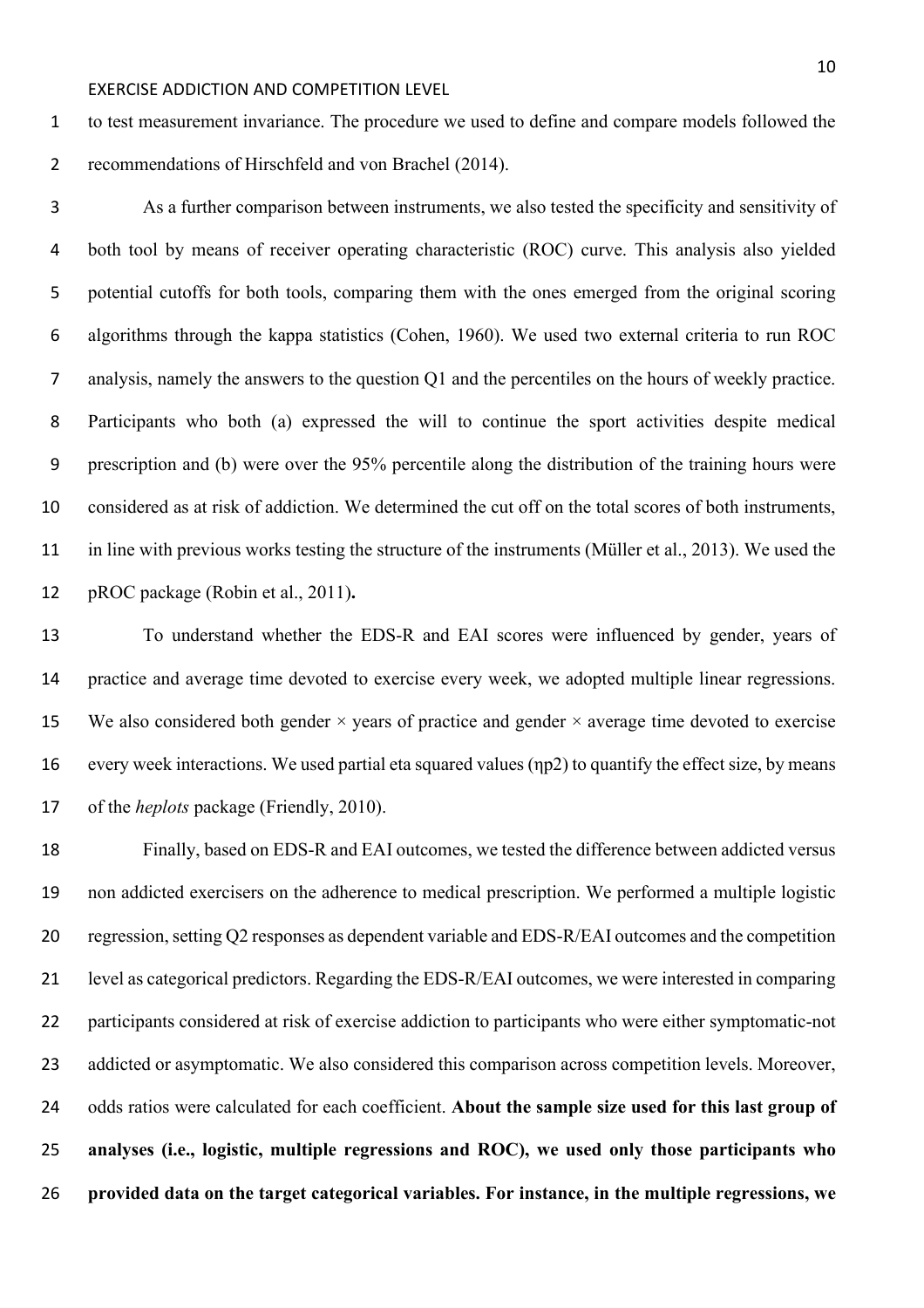to test measurement invariance. The procedure we used to define and compare models followed the recommendations of Hirschfeld and von Brachel (2014).

As a further comparison between instruments, we also tested the specificity and sensitivity of both tool by means of receiver operating characteristic (ROC) curve. This analysis also yielded potential cutoffs for both tools, comparing them with the ones emerged from the original scoring algorithms through the kappa statistics (Cohen, 1960). We used two external criteria to run ROC analysis, namely the answers to the question Q1 and the percentiles on the hours of weekly practice. Participants who both (a) expressed the will to continue the sport activities despite medical prescription and (b) were over the 95% percentile along the distribution of the training hours were considered as at risk of addiction. We determined the cut off on the total scores of both instruments, in line with previous works testing the structure of the instruments (Müller et al., 2013). We used the pROC package (Robin et al., 2011)**.**

To understand whether the EDS-R and EAI scores were influenced by gender, years of practice and average time devoted to exercise every week, we adopted multiple linear regressions. We also considered both gender × years of practice and gender × average time devoted to exercise every week interactions. We used partial eta squared values ($\eta p2$) to quantify the effect size, by means of the *heplots* package (Friendly, 2010).

Finally, based on EDS-R and EAI outcomes, we tested the difference between addicted versus non addicted exercisers on the adherence to medical prescription. We performed a multiple logistic regression, setting Q2 responses as dependent variable and EDS-R/EAI outcomes and the competition level as categorical predictors. Regarding the EDS-R/EAI outcomes, we were interested in comparing participants considered at risk of exercise addiction to participants who were either symptomatic-not addicted or asymptomatic. We also considered this comparison across competition levels. Moreover, odds ratios were calculated for each coefficient. **About the sample size used for this last group of analyses (i.e., logistic, multiple regressions and ROC), we used only those participants who provided data on the target categorical variables. For instance, in the multiple regressions, we**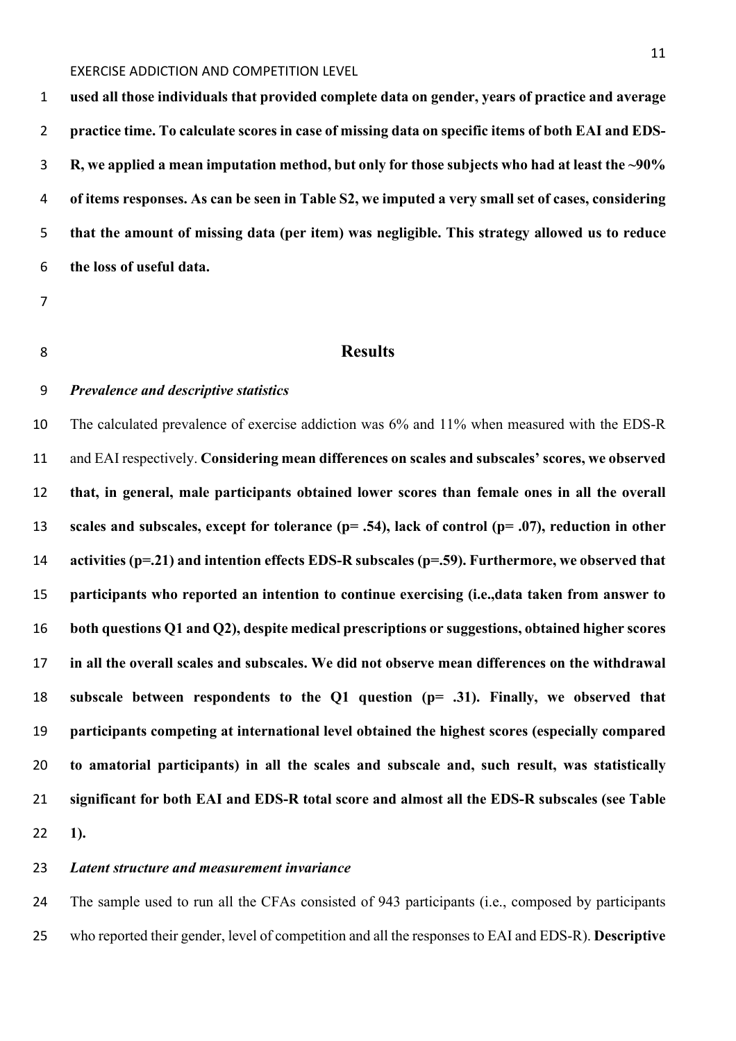**used all those individuals that provided complete data on gender, years of practice and average practice time. To calculate scores in case of missing data on specific items of both EAI and EDS-R, we applied a mean imputation method, but only for those subjects who had at least the ~90% of items responses. As can be seen in Table S2, we imputed a very small set of cases, considering that the amount of missing data (per item) was negligible. This strategy allowed us to reduce the loss of useful data.**

## Results

### *Prevalence and descriptive statistics*

The calculated prevalence of exercise addiction was 6% and 11% when measured with the EDS-R and EAI respectively. **Considering mean differences on scales and subscales' scores, we observed that, in general, male participants obtained lower scores than female ones in all the overall scales and subscales, except for tolerance (p= .54), lack of control (p= .07), reduction in other activities (p=.21) and intention effects EDS-R subscales (p=.59). Furthermore, we observed that participants who reported an intention to continue exercising (i.e.,data taken from answer to both questions Q1 and Q2), despite medical prescriptions or suggestions, obtained higher scores in all the overall scales and subscales. We did not observe mean differences on the withdrawal subscale between respondents to the Q1 question (p= .31). Finally, we observed that participants competing at international level obtained the highest scores (especially compared to amatorial participants) in all the scales and subscale and, such result, was statistically significant for both EAI and EDS-R total score and almost all the EDS-R subscales (see Table 1).**

### *Latent structure and measurement invariance*

The sample used to run all the CFAs consisted of 943 participants (i.e., composed by participants who reported their gender, level of competition and all the responses to EAI and EDS-R). **Descriptive**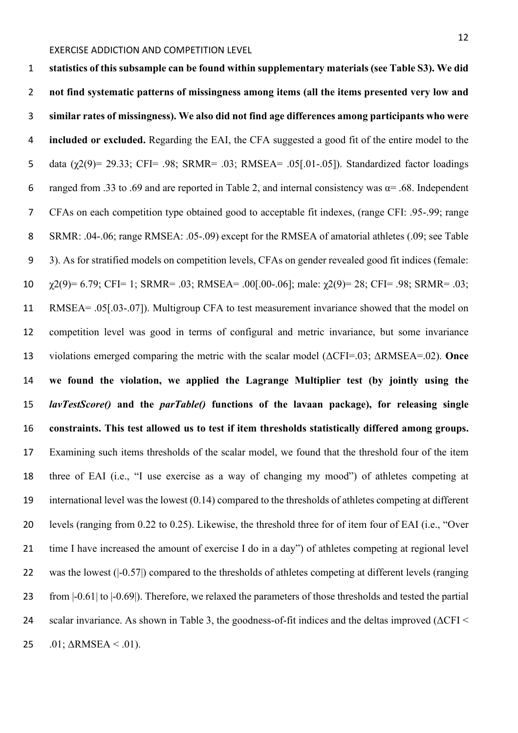**statistics of this subsample can be found within supplementary materials (see Table S3). We did not find systematic patterns of missingness among items (all the items presented very low and similar rates of missingness). We also did not find age differences among participants who were included or excluded.** Regarding the EAI, the CFA suggested a good fit of the entire model to the data ($\chi2(9)$= 29.33; CFI= .98; SRMR= .03; RMSEA= .05[.01-.05]). Standardized factor loadings ranged from .33 to .69 and are reported in Table 2, and internal consistency was $\alpha$= .68. Independent CFAs on each competition type obtained good to acceptable fit indexes, (range CFI: .95-.99; range SRMR: .04-.06; range RMSEA: .05-.09) except for the RMSEA of amatorial athletes (.09; see Table 3). As for stratified models on competition levels, CFAs on gender revealed good fit indices (female: $\chi2(9)$= 6.79; CFI= 1; SRMR= .03; RMSEA= .00[.00-.06]; male: $\chi2(9)$= 28; CFI= .98; SRMR= .03; RMSEA= .05[.03-.07]). Multigroup CFA to test measurement invariance showed that the model on competition level was good in terms of configural and metric invariance, but some invariance violations emerged comparing the metric with the scalar model ($\Delta$CFI=.03; $\Delta$RMSEA=.02). **Once we found the violation, we applied the Lagrange Multiplier test (by jointly using the *lavTestScore()* and the *parTable()* functions of the lavaan package), for releasing single constraints. This test allowed us to test if item thresholds statistically differed among groups.** Examining such items thresholds of the scalar model, we found that the threshold four of the item three of EAI (i.e., "I use exercise as a way of changing my mood") of athletes competing at international level was the lowest (0.14) compared to the thresholds of athletes competing at different levels (ranging from 0.22 to 0.25). Likewise, the threshold three for of item four of EAI (i.e., "Over time I have increased the amount of exercise I do in a day") of athletes competing at regional level was the lowest (|-0.57|) compared to the thresholds of athletes competing at different levels (ranging from |-0.61| to |-0.69|). Therefore, we relaxed the parameters of those thresholds and tested the partial scalar invariance. As shown in Table 3, the goodness-of-fit indices and the deltas improved ($\Delta$CFI < .01; $\Delta$RMSEA < .01).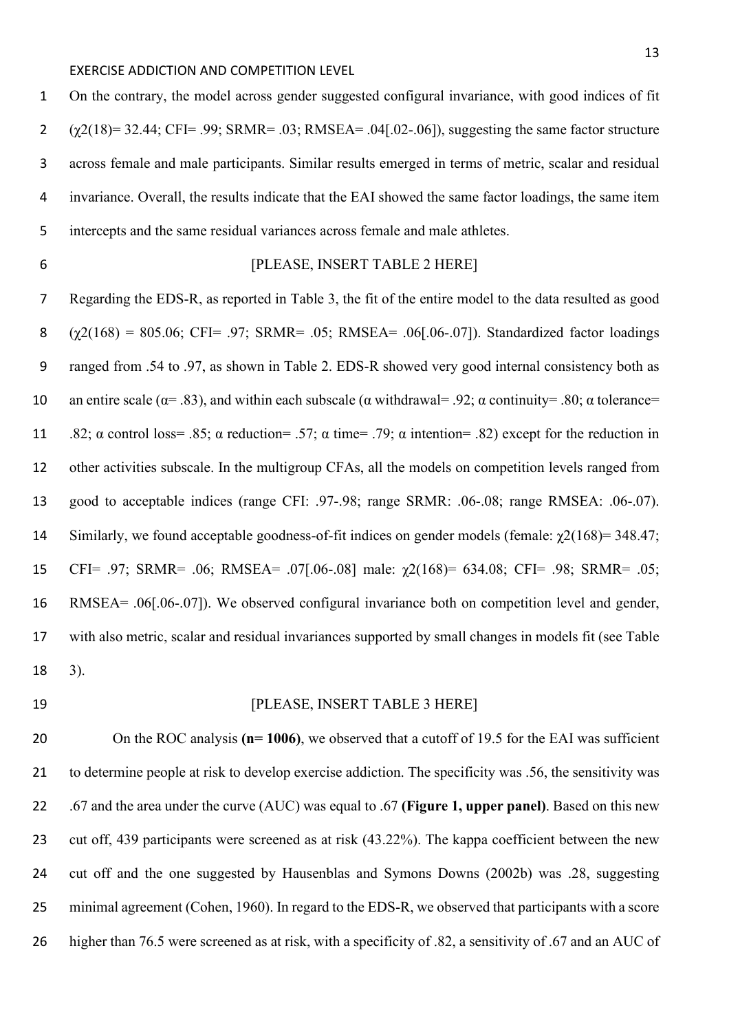On the contrary, the model across gender suggested configural invariance, with good indices of fit ($\chi 2(18)$= 32.44; CFI= .99; SRMR= .03; RMSEA= .04[.02-.06]), suggesting the same factor structure across female and male participants. Similar results emerged in terms of metric, scalar and residual invariance. Overall, the results indicate that the EAI showed the same factor loadings, the same item intercepts and the same residual variances across female and male athletes.

[PLEASE, INSERT TABLE 2 HERE]

Regarding the EDS-R, as reported in Table 3, the fit of the entire model to the data resulted as good ($\chi 2(168)$ = 805.06; CFI= .97; SRMR= .05; RMSEA= .06[.06-.07]). Standardized factor loadings ranged from .54 to .97, as shown in Table 2. EDS-R showed very good internal consistency both as an entire scale ($\alpha$= .83), and within each subscale ($\alpha$ withdrawal= .92; $\alpha$ continuity= .80; $\alpha$ tolerance= .82; $\alpha$ control loss= .85; $\alpha$ reduction= .57; $\alpha$ time= .79; $\alpha$ intention= .82) except for the reduction in other activities subscale. In the multigroup CFAs, all the models on competition levels ranged from good to acceptable indices (range CFI: .97-.98; range SRMR: .06-.08; range RMSEA: .06-.07). Similarly, we found acceptable goodness-of-fit indices on gender models (female: $\chi 2(168)$= 348.47; CFI= .97; SRMR= .06; RMSEA= .07[.06-.08] male: $\chi 2(168)$= 634.08; CFI= .98; SRMR= .05; RMSEA= .06[.06-.07]). We observed configural invariance both on competition level and gender, with also metric, scalar and residual invariances supported by small changes in models fit (see Table 3).

[PLEASE, INSERT TABLE 3 HERE]

On the ROC analysis **(n= 1006)**, we observed that a cutoff of 19.5 for the EAI was sufficient to determine people at risk to develop exercise addiction. The specificity was .56, the sensitivity was .67 and the area under the curve (AUC) was equal to .67 **(Figure 1, upper panel)**. Based on this new cut off, 439 participants were screened as at risk (43.22%). The kappa coefficient between the new cut off and the one suggested by Hausenblas and Symons Downs (2002b) was .28, suggesting minimal agreement (Cohen, 1960). In regard to the EDS-R, we observed that participants with a score higher than 76.5 were screened as at risk, with a specificity of .82, a sensitivity of .67 and an AUC of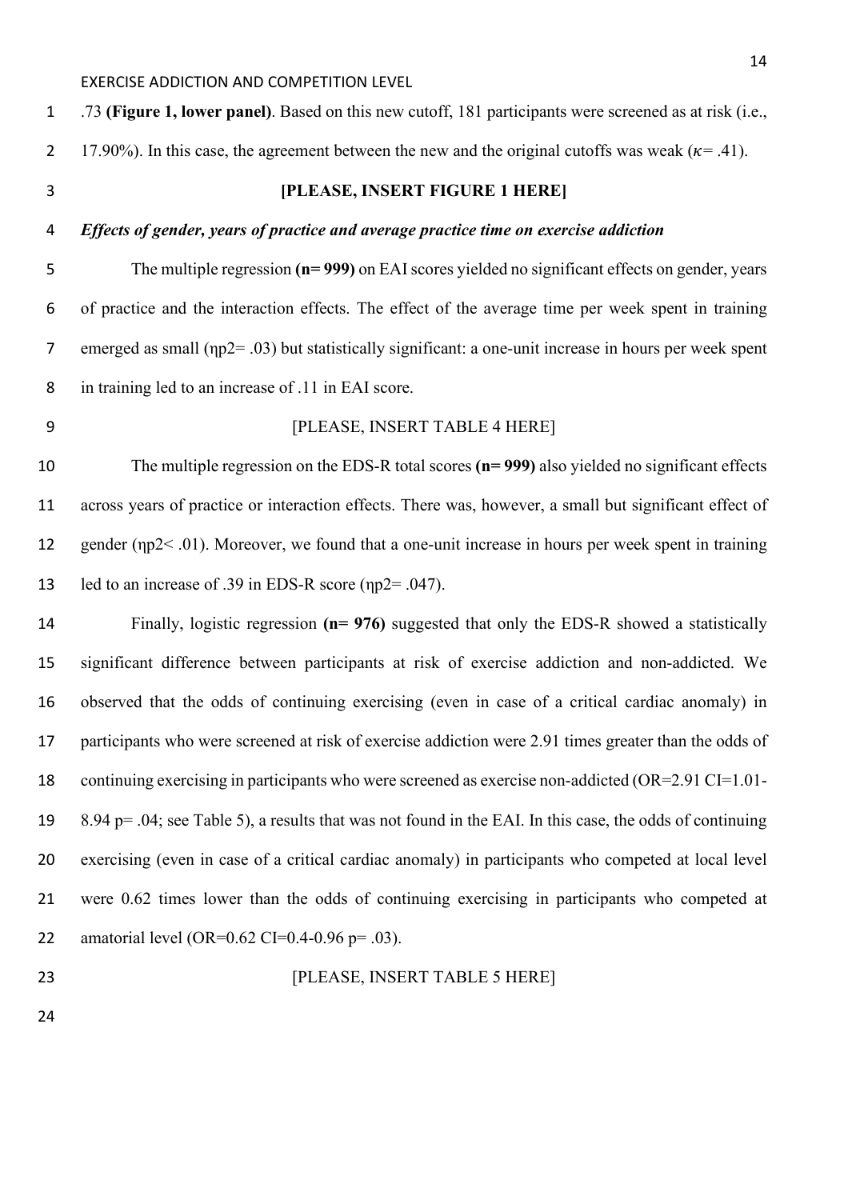.73 **(Figure 1, lower panel)**. Based on this new cutoff, 181 participants were screened as at risk (i.e., 17.90%). In this case, the agreement between the new and the original cutoffs was weak ($\kappa = .41$).

**[PLEASE, INSERT FIGURE 1 HERE]**

### *Effects of gender, years of practice and average practice time on exercise addiction*

The multiple regression **(n= 999)** on EAI scores yielded no significant effects on gender, years of practice and the interaction effects. The effect of the average time per week spent in training emerged as small ($\eta p^2 = .03$) but statistically significant: a one-unit increase in hours per week spent in training led to an increase of .11 in EAI score.

[PLEASE, INSERT TABLE 4 HERE]

The multiple regression on the EDS-R total scores **(n= 999)** also yielded no significant effects across years of practice or interaction effects. There was, however, a small but significant effect of gender ($\eta p^2 < .01$). Moreover, we found that a one-unit increase in hours per week spent in training led to an increase of .39 in EDS-R score ($\eta p^2 = .047$).

Finally, logistic regression **(n= 976)** suggested that only the EDS-R showed a statistically significant difference between participants at risk of exercise addiction and non-addicted. We observed that the odds of continuing exercising (even in case of a critical cardiac anomaly) in participants who were screened at risk of exercise addiction were 2.91 times greater than the odds of continuing exercising in participants who were screened as exercise non-addicted (OR=2.91 CI=1.01-8.94 $p = .04$; see Table 5), a results that was not found in the EAI. In this case, the odds of continuing exercising (even in case of a critical cardiac anomaly) in participants who competed at local level were 0.62 times lower than the odds of continuing exercising in participants who competed at amatorial level (OR=0.62 CI=0.4-0.96 $p = .03$).

[PLEASE, INSERT TABLE 5 HERE]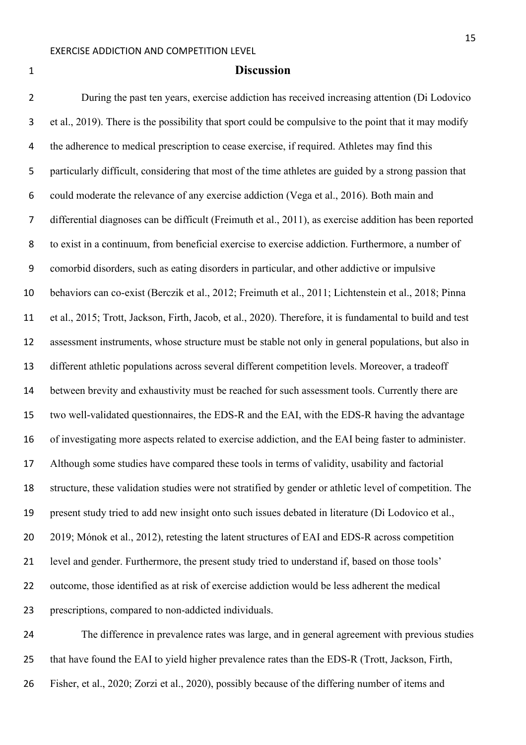# Discussion

During the past ten years, exercise addiction has received increasing attention (Di Lodovico et al., 2019). There is the possibility that sport could be compulsive to the point that it may modify the adherence to medical prescription to cease exercise, if required. Athletes may find this particularly difficult, considering that most of the time athletes are guided by a strong passion that could moderate the relevance of any exercise addiction (Vega et al., 2016). Both main and differential diagnoses can be difficult (Freimuth et al., 2011), as exercise addition has been reported to exist in a continuum, from beneficial exercise to exercise addiction. Furthermore, a number of comorbid disorders, such as eating disorders in particular, and other addictive or impulsive behaviors can co-exist (Berczik et al., 2012; Freimuth et al., 2011; Lichtenstein et al., 2018; Pinna et al., 2015; Trott, Jackson, Firth, Jacob, et al., 2020). Therefore, it is fundamental to build and test assessment instruments, whose structure must be stable not only in general populations, but also in different athletic populations across several different competition levels. Moreover, a tradeoff between brevity and exhaustivity must be reached for such assessment tools. Currently there are two well-validated questionnaires, the EDS-R and the EAI, with the EDS-R having the advantage of investigating more aspects related to exercise addiction, and the EAI being faster to administer. Although some studies have compared these tools in terms of validity, usability and factorial structure, these validation studies were not stratified by gender or athletic level of competition. The present study tried to add new insight onto such issues debated in literature (Di Lodovico et al., 2019; Mónok et al., 2012), retesting the latent structures of EAI and EDS-R across competition level and gender. Furthermore, the present study tried to understand if, based on those tools' outcome, those identified as at risk of exercise addiction would be less adherent the medical prescriptions, compared to non-addicted individuals.

The difference in prevalence rates was large, and in general agreement with previous studies that have found the EAI to yield higher prevalence rates than the EDS-R (Trott, Jackson, Firth, Fisher, et al., 2020; Zorzi et al., 2020), possibly because of the differing number of items and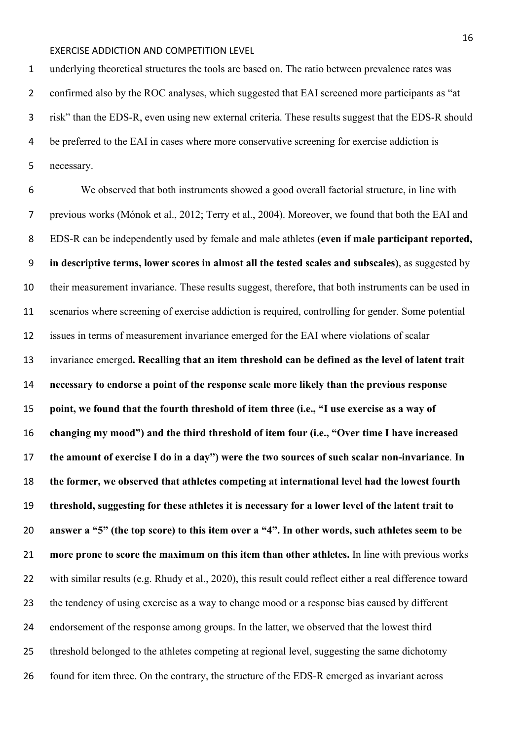underlying theoretical structures the tools are based on. The ratio between prevalence rates was confirmed also by the ROC analyses, which suggested that EAI screened more participants as "at risk" than the EDS-R, even using new external criteria. These results suggest that the EDS-R should be preferred to the EAI in cases where more conservative screening for exercise addiction is necessary.

We observed that both instruments showed a good overall factorial structure, in line with previous works (Mónok et al., 2012; Terry et al., 2004). Moreover, we found that both the EAI and EDS-R can be independently used by female and male athletes **(even if male participant reported, in descriptive terms, lower scores in almost all the tested scales and subscales)**, as suggested by their measurement invariance. These results suggest, therefore, that both instruments can be used in scenarios where screening of exercise addiction is required, controlling for gender. Some potential issues in terms of measurement invariance emerged for the EAI where violations of scalar invariance emerged**. Recalling that an item threshold can be defined as the level of latent trait necessary to endorse a point of the response scale more likely than the previous response point, we found that the fourth threshold of item three (i.e., "I use exercise as a way of changing my mood") and the third threshold of item four (i.e., "Over time I have increased the amount of exercise I do in a day") were the two sources of such scalar non-invariance**. **In the former, we observed that athletes competing at international level had the lowest fourth threshold, suggesting for these athletes it is necessary for a lower level of the latent trait to answer a "5" (the top score) to this item over a "4". In other words, such athletes seem to be more prone to score the maximum on this item than other athletes.** In line with previous works with similar results (e.g. Rhudy et al., 2020), this result could reflect either a real difference toward the tendency of using exercise as a way to change mood or a response bias caused by different endorsement of the response among groups. In the latter, we observed that the lowest third threshold belonged to the athletes competing at regional level, suggesting the same dichotomy found for item three. On the contrary, the structure of the EDS-R emerged as invariant across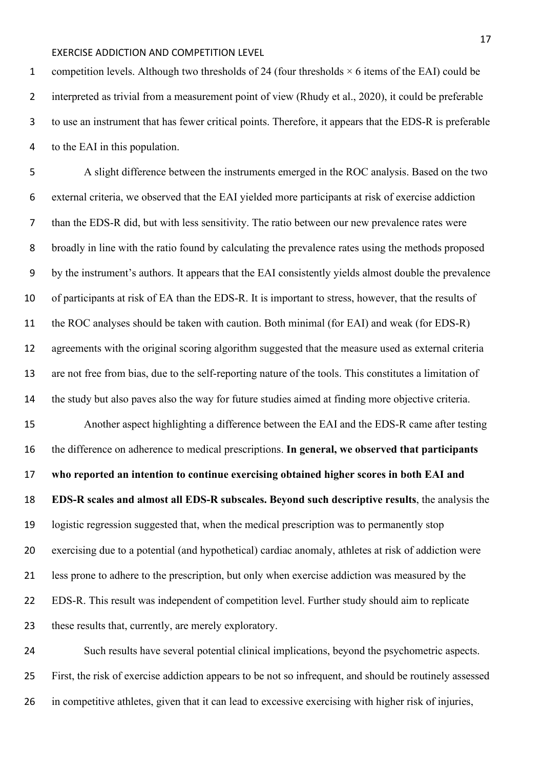competition levels. Although two thresholds of 24 (four thresholds × 6 items of the EAI) could be interpreted as trivial from a measurement point of view (Rhudy et al., 2020), it could be preferable to use an instrument that has fewer critical points. Therefore, it appears that the EDS-R is preferable to the EAI in this population.

A slight difference between the instruments emerged in the ROC analysis. Based on the two external criteria, we observed that the EAI yielded more participants at risk of exercise addiction than the EDS-R did, but with less sensitivity. The ratio between our new prevalence rates were broadly in line with the ratio found by calculating the prevalence rates using the methods proposed by the instrument's authors. It appears that the EAI consistently yields almost double the prevalence of participants at risk of EA than the EDS-R. It is important to stress, however, that the results of the ROC analyses should be taken with caution. Both minimal (for EAI) and weak (for EDS-R) agreements with the original scoring algorithm suggested that the measure used as external criteria are not free from bias, due to the self-reporting nature of the tools. This constitutes a limitation of the study but also paves also the way for future studies aimed at finding more objective criteria.

Another aspect highlighting a difference between the EAI and the EDS-R came after testing the difference on adherence to medical prescriptions. **In general, we observed that participants who reported an intention to continue exercising obtained higher scores in both EAI and EDS-R scales and almost all EDS-R subscales. Beyond such descriptive results**, the analysis the logistic regression suggested that, when the medical prescription was to permanently stop exercising due to a potential (and hypothetical) cardiac anomaly, athletes at risk of addiction were less prone to adhere to the prescription, but only when exercise addiction was measured by the EDS-R. This result was independent of competition level. Further study should aim to replicate these results that, currently, are merely exploratory.

Such results have several potential clinical implications, beyond the psychometric aspects. First, the risk of exercise addiction appears to be not so infrequent, and should be routinely assessed in competitive athletes, given that it can lead to excessive exercising with higher risk of injuries,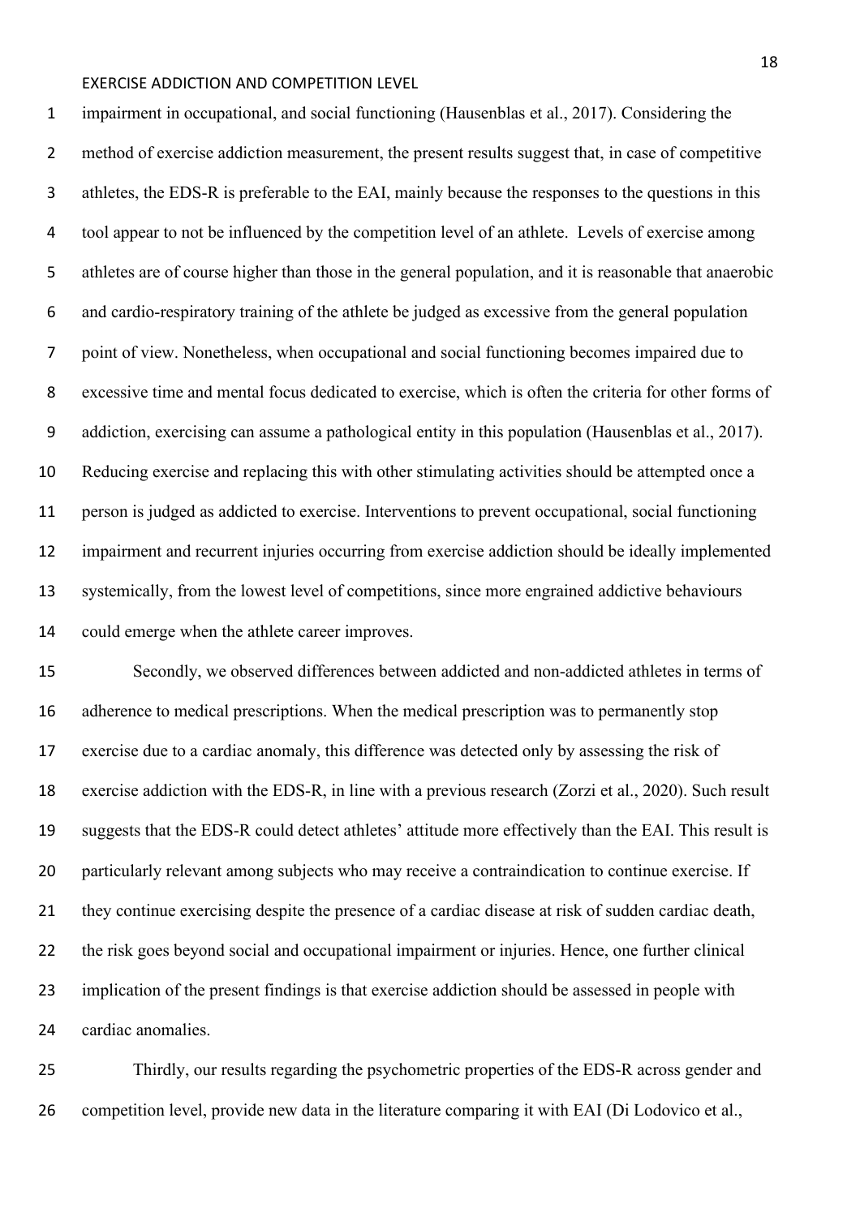impairment in occupational, and social functioning (Hausenblas et al., 2017). Considering the method of exercise addiction measurement, the present results suggest that, in case of competitive athletes, the EDS-R is preferable to the EAI, mainly because the responses to the questions in this tool appear to not be influenced by the competition level of an athlete. Levels of exercise among athletes are of course higher than those in the general population, and it is reasonable that anaerobic and cardio-respiratory training of the athlete be judged as excessive from the general population point of view. Nonetheless, when occupational and social functioning becomes impaired due to excessive time and mental focus dedicated to exercise, which is often the criteria for other forms of addiction, exercising can assume a pathological entity in this population (Hausenblas et al., 2017). Reducing exercise and replacing this with other stimulating activities should be attempted once a person is judged as addicted to exercise. Interventions to prevent occupational, social functioning impairment and recurrent injuries occurring from exercise addiction should be ideally implemented systemically, from the lowest level of competitions, since more engrained addictive behaviours could emerge when the athlete career improves.

Secondly, we observed differences between addicted and non-addicted athletes in terms of adherence to medical prescriptions. When the medical prescription was to permanently stop exercise due to a cardiac anomaly, this difference was detected only by assessing the risk of exercise addiction with the EDS-R, in line with a previous research (Zorzi et al., 2020). Such result suggests that the EDS-R could detect athletes' attitude more effectively than the EAI. This result is particularly relevant among subjects who may receive a contraindication to continue exercise. If they continue exercising despite the presence of a cardiac disease at risk of sudden cardiac death, the risk goes beyond social and occupational impairment or injuries. Hence, one further clinical implication of the present findings is that exercise addiction should be assessed in people with cardiac anomalies.

Thirdly, our results regarding the psychometric properties of the EDS-R across gender and competition level, provide new data in the literature comparing it with EAI (Di Lodovico et al.,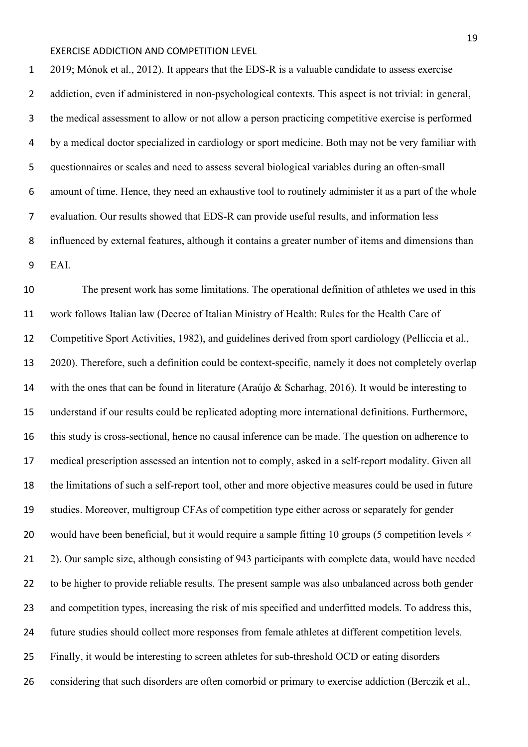2019; Mónok et al., 2012). It appears that the EDS-R is a valuable candidate to assess exercise addiction, even if administered in non-psychological contexts. This aspect is not trivial: in general, the medical assessment to allow or not allow a person practicing competitive exercise is performed by a medical doctor specialized in cardiology or sport medicine. Both may not be very familiar with questionnaires or scales and need to assess several biological variables during an often-small amount of time. Hence, they need an exhaustive tool to routinely administer it as a part of the whole evaluation. Our results showed that EDS-R can provide useful results, and information less influenced by external features, although it contains a greater number of items and dimensions than EAI.

The present work has some limitations. The operational definition of athletes we used in this work follows Italian law (Decree of Italian Ministry of Health: Rules for the Health Care of Competitive Sport Activities, 1982), and guidelines derived from sport cardiology (Pelliccia et al., 2020). Therefore, such a definition could be context-specific, namely it does not completely overlap with the ones that can be found in literature (Araújo & Scharhag, 2016). It would be interesting to understand if our results could be replicated adopting more international definitions. Furthermore, this study is cross-sectional, hence no causal inference can be made. The question on adherence to medical prescription assessed an intention not to comply, asked in a self-report modality. Given all the limitations of such a self-report tool, other and more objective measures could be used in future studies. Moreover, multigroup CFAs of competition type either across or separately for gender would have been beneficial, but it would require a sample fitting 10 groups (5 competition levels × 2). Our sample size, although consisting of 943 participants with complete data, would have needed to be higher to provide reliable results. The present sample was also unbalanced across both gender and competition types, increasing the risk of mis specified and underfitted models. To address this, future studies should collect more responses from female athletes at different competition levels. Finally, it would be interesting to screen athletes for sub-threshold OCD or eating disorders considering that such disorders are often comorbid or primary to exercise addiction (Berczik et al.,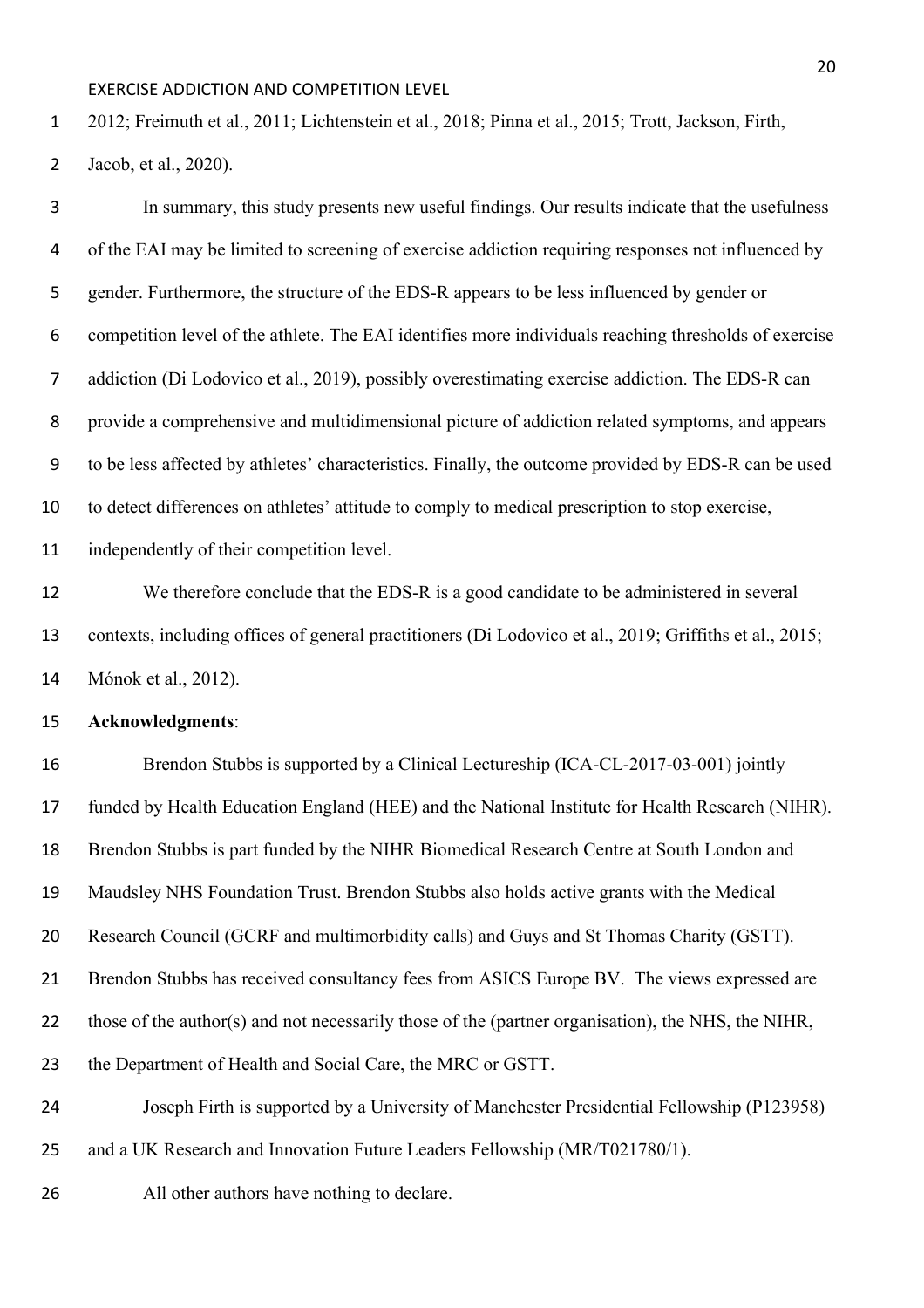2012; Freimuth et al., 2011; Lichtenstein et al., 2018; Pinna et al., 2015; Trott, Jackson, Firth, Jacob, et al., 2020).

In summary, this study presents new useful findings. Our results indicate that the usefulness of the EAI may be limited to screening of exercise addiction requiring responses not influenced by gender. Furthermore, the structure of the EDS-R appears to be less influenced by gender or competition level of the athlete. The EAI identifies more individuals reaching thresholds of exercise addiction (Di Lodovico et al., 2019), possibly overestimating exercise addiction. The EDS-R can provide a comprehensive and multidimensional picture of addiction related symptoms, and appears to be less affected by athletes' characteristics. Finally, the outcome provided by EDS-R can be used to detect differences on athletes' attitude to comply to medical prescription to stop exercise, independently of their competition level.

We therefore conclude that the EDS-R is a good candidate to be administered in several contexts, including offices of general practitioners (Di Lodovico et al., 2019; Griffiths et al., 2015; Mónok et al., 2012).

**Acknowledgments**:

Brendon Stubbs is supported by a Clinical Lectureship (ICA-CL-2017-03-001) jointly funded by Health Education England (HEE) and the National Institute for Health Research (NIHR). Brendon Stubbs is part funded by the NIHR Biomedical Research Centre at South London and Maudsley NHS Foundation Trust. Brendon Stubbs also holds active grants with the Medical Research Council (GCRF and multimorbidity calls) and Guys and St Thomas Charity (GSTT). Brendon Stubbs has received consultancy fees from ASICS Europe BV. The views expressed are those of the author(s) and not necessarily those of the (partner organisation), the NHS, the NIHR, the Department of Health and Social Care, the MRC or GSTT.

Joseph Firth is supported by a University of Manchester Presidential Fellowship (P123958) and a UK Research and Innovation Future Leaders Fellowship (MR/T021780/1).

All other authors have nothing to declare.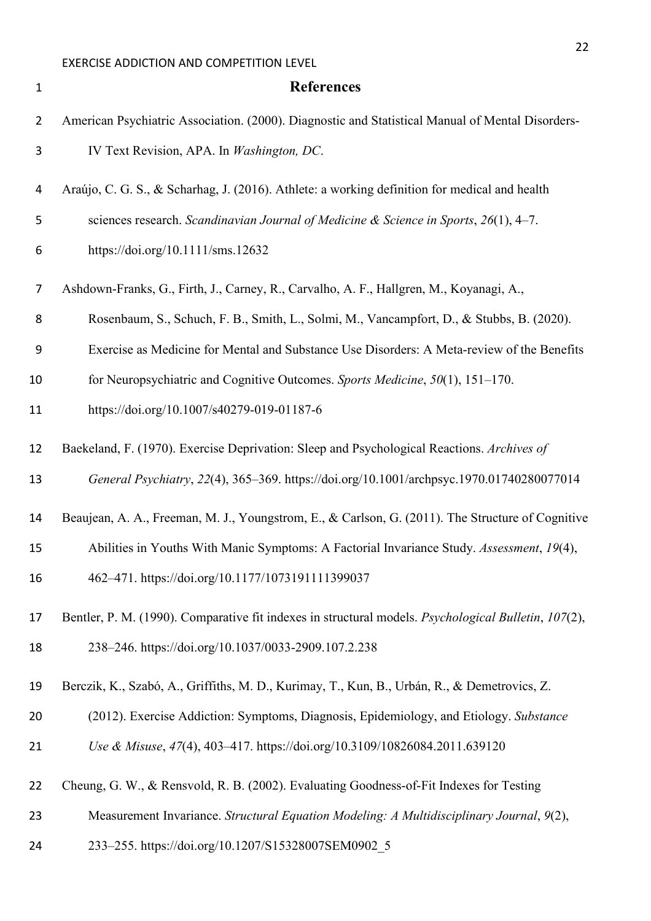# References

American Psychiatric Association. (2000). Diagnostic and Statistical Manual of Mental Disorders-IV Text Revision, APA. In *Washington, DC*.

Araújo, C. G. S., & Scharhag, J. (2016). Athlete: a working definition for medical and health sciences research. *Scandinavian Journal of Medicine & Science in Sports*, *26*(1), 4–7. https://doi.org/10.1111/sms.12632

Ashdown-Franks, G., Firth, J., Carney, R., Carvalho, A. F., Hallgren, M., Koyanagi, A., Rosenbaum, S., Schuch, F. B., Smith, L., Solmi, M., Vancampfort, D., & Stubbs, B. (2020). Exercise as Medicine for Mental and Substance Use Disorders: A Meta-review of the Benefits for Neuropsychiatric and Cognitive Outcomes. *Sports Medicine*, *50*(1), 151–170. https://doi.org/10.1007/s40279-019-01187-6

Baekeland, F. (1970). Exercise Deprivation: Sleep and Psychological Reactions. *Archives of General Psychiatry*, *22*(4), 365–369. https://doi.org/10.1001/archpsyc.1970.01740280077014

Beaujean, A. A., Freeman, M. J., Youngstrom, E., & Carlson, G. (2011). The Structure of Cognitive Abilities in Youths With Manic Symptoms: A Factorial Invariance Study. *Assessment*, *19*(4), 462–471. https://doi.org/10.1177/1073191111399037

Bentler, P. M. (1990). Comparative fit indexes in structural models. *Psychological Bulletin*, *107*(2), 238–246. https://doi.org/10.1037/0033-2909.107.2.238

Berczik, K., Szabó, A., Griffiths, M. D., Kurimay, T., Kun, B., Urbán, R., & Demetrovics, Z. (2012). Exercise Addiction: Symptoms, Diagnosis, Epidemiology, and Etiology. *Substance Use & Misuse*, *47*(4), 403–417. https://doi.org/10.3109/10826084.2011.639120

Cheung, G. W., & Rensvold, R. B. (2002). Evaluating Goodness-of-Fit Indexes for Testing Measurement Invariance. *Structural Equation Modeling: A Multidisciplinary Journal*, *9*(2), 233–255. https://doi.org/10.1207/S15328007SEM0902_5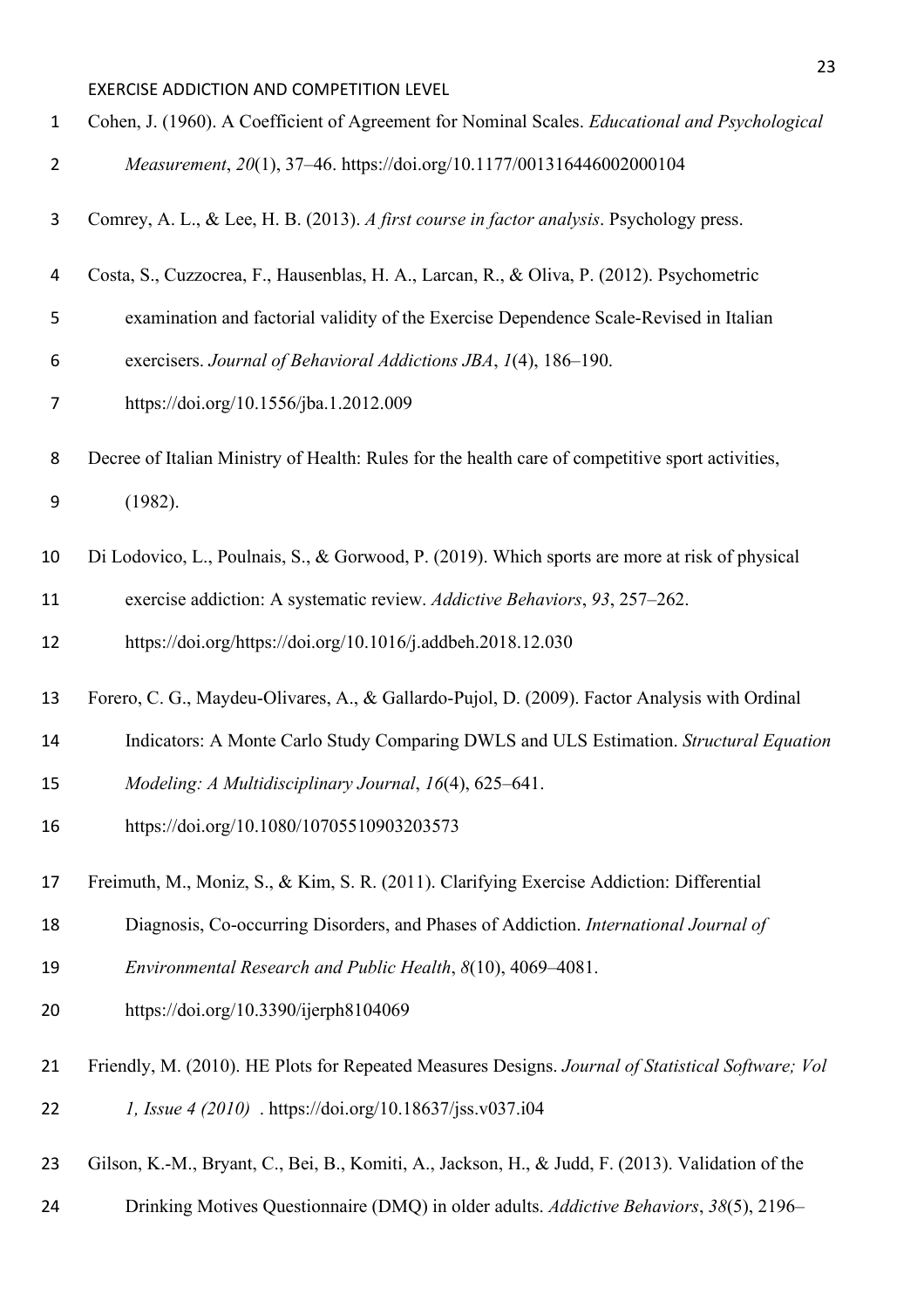Cohen, J. (1960). A Coefficient of Agreement for Nominal Scales. *Educational and Psychological Measurement*, *20*(1), 37–46. https://doi.org/10.1177/001316446002000104

Comrey, A. L., & Lee, H. B. (2013). *A first course in factor analysis*. Psychology press.

Costa, S., Cuzzocrea, F., Hausenblas, H. A., Larcan, R., & Oliva, P. (2012). Psychometric examination and factorial validity of the Exercise Dependence Scale-Revised in Italian exercisers. *Journal of Behavioral Addictions JBA*, *1*(4), 186–190. https://doi.org/10.1556/jba.1.2012.009

Decree of Italian Ministry of Health: Rules for the health care of competitive sport activities, (1982).

Di Lodovico, L., Poulnais, S., & Gorwood, P. (2019). Which sports are more at risk of physical exercise addiction: A systematic review. *Addictive Behaviors*, *93*, 257–262. https://doi.org/https://doi.org/10.1016/j.addbeh.2018.12.030

Forero, C. G., Maydeu-Olivares, A., & Gallardo-Pujol, D. (2009). Factor Analysis with Ordinal Indicators: A Monte Carlo Study Comparing DWLS and ULS Estimation. *Structural Equation Modeling: A Multidisciplinary Journal*, *16*(4), 625–641. https://doi.org/10.1080/10705510903203573

Freimuth, M., Moniz, S., & Kim, S. R. (2011). Clarifying Exercise Addiction: Differential Diagnosis, Co-occurring Disorders, and Phases of Addiction. *International Journal of Environmental Research and Public Health*, *8*(10), 4069–4081. https://doi.org/10.3390/ijerph8104069

Friendly, M. (2010). HE Plots for Repeated Measures Designs. *Journal of Statistical Software; Vol 1, Issue 4 (2010)* . https://doi.org/10.18637/jss.v037.i04

Gilson, K.-M., Bryant, C., Bei, B., Komiti, A., Jackson, H., & Judd, F. (2013). Validation of the Drinking Motives Questionnaire (DMQ) in older adults. *Addictive Behaviors*, *38*(5), 2196–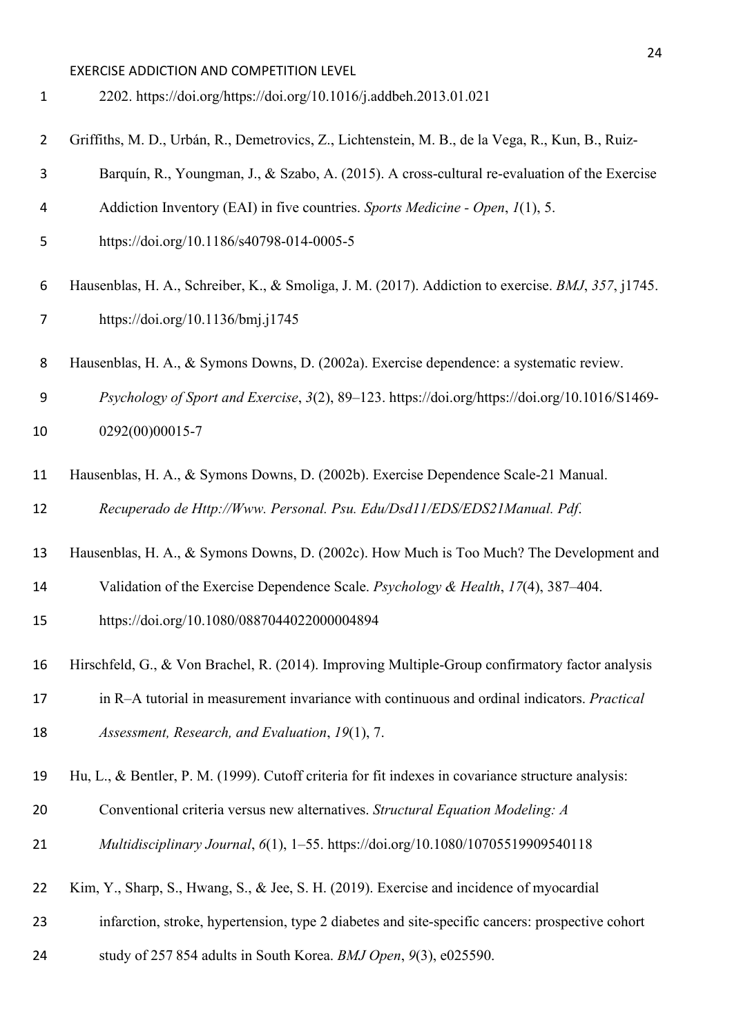2202. https://doi.org/https://doi.org/10.1016/j.addbeh.2013.01.021

Griffiths, M. D., Urbán, R., Demetrovics, Z., Lichtenstein, M. B., de la Vega, R., Kun, B., Ruiz-Barquín, R., Youngman, J., & Szabo, A. (2015). A cross-cultural re-evaluation of the Exercise Addiction Inventory (EAI) in five countries. *Sports Medicine - Open*, *1*(1), 5. https://doi.org/10.1186/s40798-014-0005-5

Hausenblas, H. A., Schreiber, K., & Smoliga, J. M. (2017). Addiction to exercise. *BMJ*, *357*, j1745. https://doi.org/10.1136/bmj.j1745

Hausenblas, H. A., & Symons Downs, D. (2002a). Exercise dependence: a systematic review. *Psychology of Sport and Exercise*, *3*(2), 89–123. https://doi.org/https://doi.org/10.1016/S1469-0292(00)00015-7

Hausenblas, H. A., & Symons Downs, D. (2002b). Exercise Dependence Scale-21 Manual. *Recuperado de Http://Www. Personal. Psu. Edu/Dsd11/EDS/EDS21Manual. Pdf*.

Hausenblas, H. A., & Symons Downs, D. (2002c). How Much is Too Much? The Development and Validation of the Exercise Dependence Scale. *Psychology & Health*, *17*(4), 387–404. https://doi.org/10.1080/0887044022000004894

Hirschfeld, G., & Von Brachel, R. (2014). Improving Multiple-Group confirmatory factor analysis in R–A tutorial in measurement invariance with continuous and ordinal indicators. *Practical Assessment, Research, and Evaluation*, *19*(1), 7.

Hu, L., & Bentler, P. M. (1999). Cutoff criteria for fit indexes in covariance structure analysis: Conventional criteria versus new alternatives. *Structural Equation Modeling: A Multidisciplinary Journal*, *6*(1), 1–55. https://doi.org/10.1080/10705519909540118

Kim, Y., Sharp, S., Hwang, S., & Jee, S. H. (2019). Exercise and incidence of myocardial infarction, stroke, hypertension, type 2 diabetes and site-specific cancers: prospective cohort study of 257 854 adults in South Korea. *BMJ Open*, *9*(3), e025590.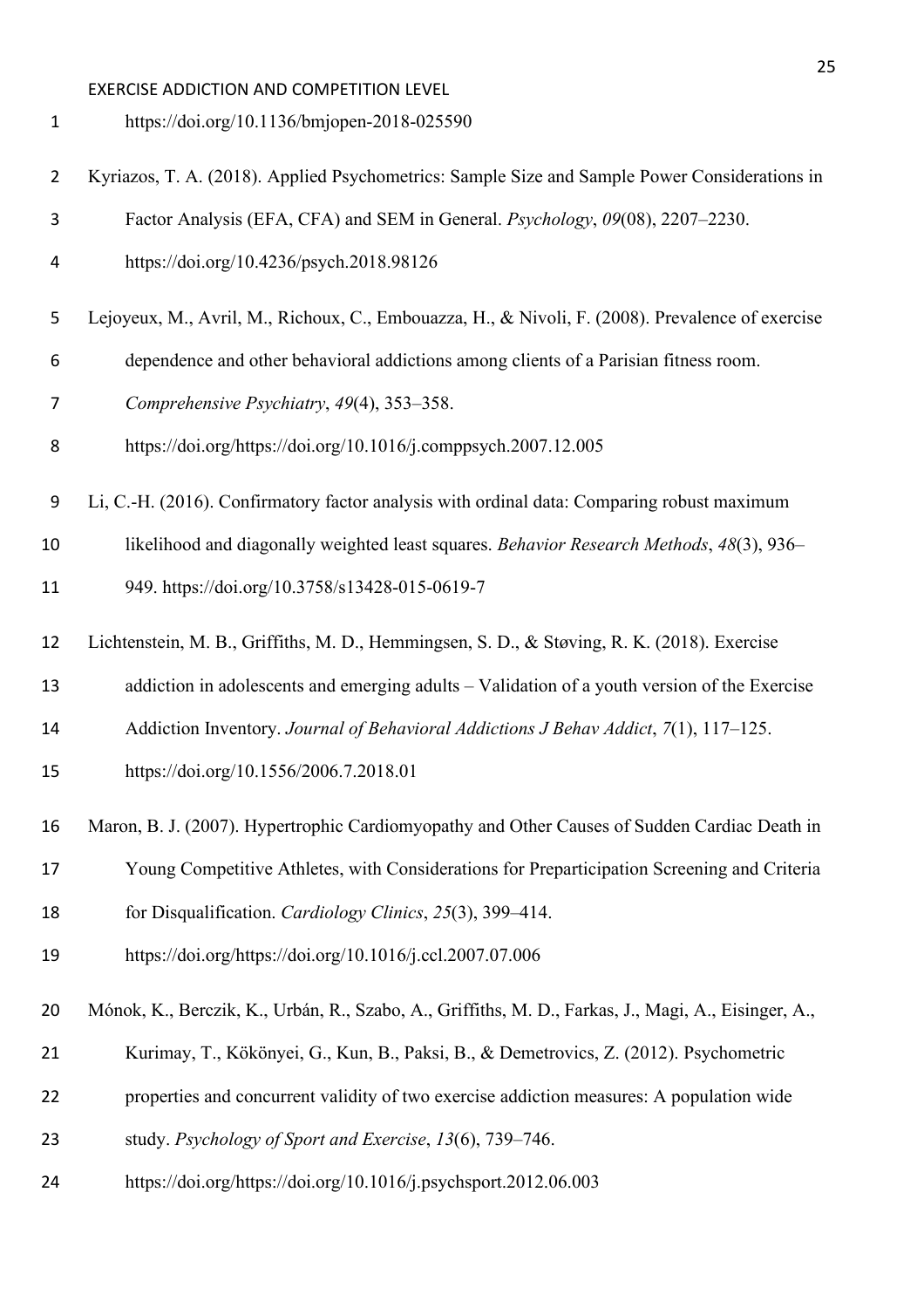https://doi.org/10.1136/bmjopen-2018-025590

Kyriazos, T. A. (2018). Applied Psychometrics: Sample Size and Sample Power Considerations in Factor Analysis (EFA, CFA) and SEM in General. *Psychology*, *09*(08), 2207–2230. https://doi.org/10.4236/psych.2018.98126

Lejoyeux, M., Avril, M., Richoux, C., Embouazza, H., & Nivoli, F. (2008). Prevalence of exercise dependence and other behavioral addictions among clients of a Parisian fitness room. *Comprehensive Psychiatry*, *49*(4), 353–358. https://doi.org/https://doi.org/10.1016/j.comppsych.2007.12.005

Li, C.-H. (2016). Confirmatory factor analysis with ordinal data: Comparing robust maximum likelihood and diagonally weighted least squares. *Behavior Research Methods*, *48*(3), 936–949. https://doi.org/10.3758/s13428-015-0619-7

Lichtenstein, M. B., Griffiths, M. D., Hemmingsen, S. D., & Støving, R. K. (2018). Exercise addiction in adolescents and emerging adults – Validation of a youth version of the Exercise Addiction Inventory. *Journal of Behavioral Addictions J Behav Addict*, *7*(1), 117–125. https://doi.org/10.1556/2006.7.2018.01

Maron, B. J. (2007). Hypertrophic Cardiomyopathy and Other Causes of Sudden Cardiac Death in Young Competitive Athletes, with Considerations for Preparticipation Screening and Criteria for Disqualification. *Cardiology Clinics*, *25*(3), 399–414. https://doi.org/https://doi.org/10.1016/j.ccl.2007.07.006

Mónok, K., Berczik, K., Urbán, R., Szabo, A., Griffiths, M. D., Farkas, J., Magi, A., Eisinger, A., Kurimay, T., Kökönyei, G., Kun, B., Paksi, B., & Demetrovics, Z. (2012). Psychometric properties and concurrent validity of two exercise addiction measures: A population wide study. *Psychology of Sport and Exercise*, *13*(6), 739–746. https://doi.org/https://doi.org/10.1016/j.psychsport.2012.06.003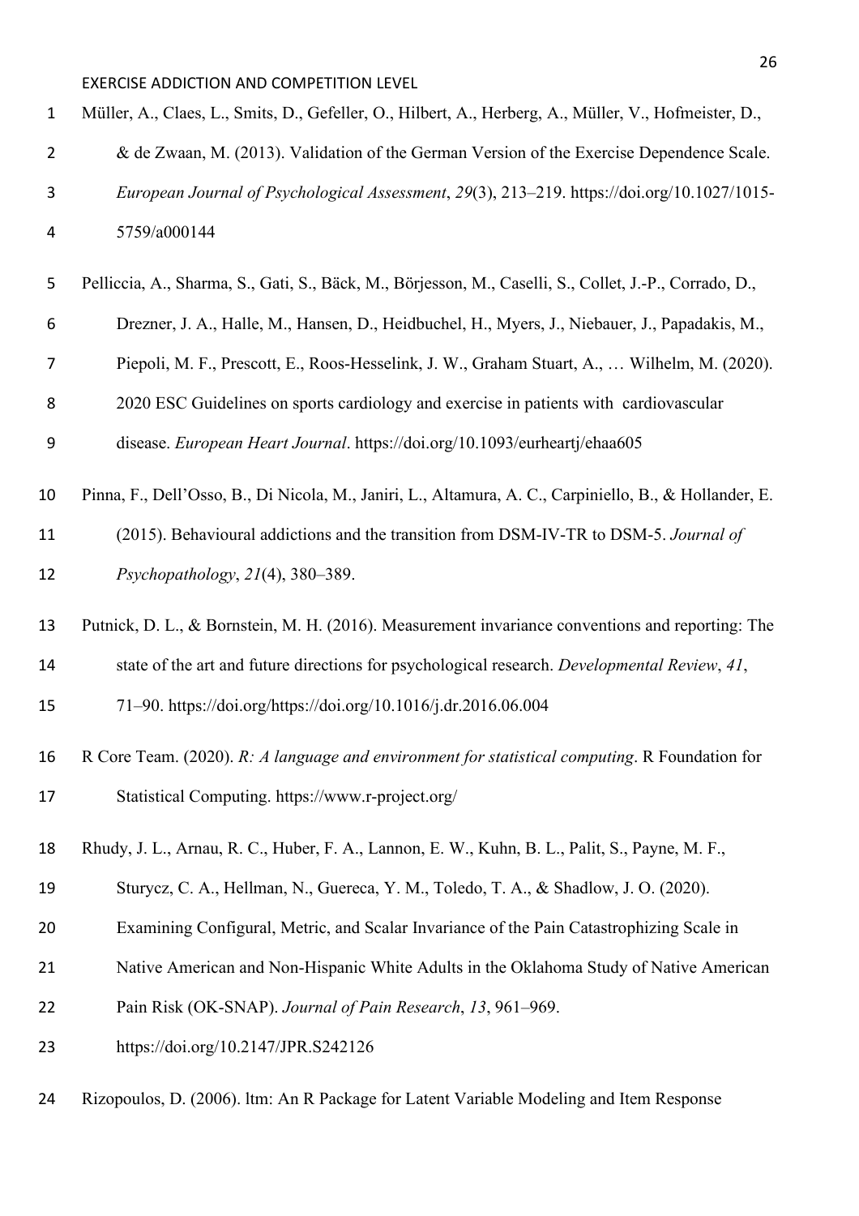Müller, A., Claes, L., Smits, D., Gefeller, O., Hilbert, A., Herberg, A., Müller, V., Hofmeister, D., & de Zwaan, M. (2013). Validation of the German Version of the Exercise Dependence Scale. *European Journal of Psychological Assessment*, *29*(3), 213–219. https://doi.org/10.1027/1015-5759/a000144

Pelliccia, A., Sharma, S., Gati, S., Bäck, M., Börjesson, M., Caselli, S., Collet, J.-P., Corrado, D., Drezner, J. A., Halle, M., Hansen, D., Heidbuchel, H., Myers, J., Niebauer, J., Papadakis, M., Piepoli, M. F., Prescott, E., Roos-Hesselink, J. W., Graham Stuart, A., … Wilhelm, M. (2020). 2020 ESC Guidelines on sports cardiology and exercise in patients with cardiovascular disease. *European Heart Journal*. https://doi.org/10.1093/eurheartj/ehaa605

Pinna, F., Dell'Osso, B., Di Nicola, M., Janiri, L., Altamura, A. C., Carpiniello, B., & Hollander, E. (2015). Behavioural addictions and the transition from DSM-IV-TR to DSM-5. *Journal of Psychopathology*, *21*(4), 380–389.

Putnick, D. L., & Bornstein, M. H. (2016). Measurement invariance conventions and reporting: The state of the art and future directions for psychological research. *Developmental Review*, *41*, 71–90. https://doi.org/https://doi.org/10.1016/j.dr.2016.06.004

R Core Team. (2020). *R: A language and environment for statistical computing*. R Foundation for Statistical Computing. https://www.r-project.org/

Rhudy, J. L., Arnau, R. C., Huber, F. A., Lannon, E. W., Kuhn, B. L., Palit, S., Payne, M. F., Sturycz, C. A., Hellman, N., Guereca, Y. M., Toledo, T. A., & Shadlow, J. O. (2020). Examining Configural, Metric, and Scalar Invariance of the Pain Catastrophizing Scale in Native American and Non-Hispanic White Adults in the Oklahoma Study of Native American Pain Risk (OK-SNAP). *Journal of Pain Research*, *13*, 961–969. https://doi.org/10.2147/JPR.S242126

Rizopoulos, D. (2006). ltm: An R Package for Latent Variable Modeling and Item Response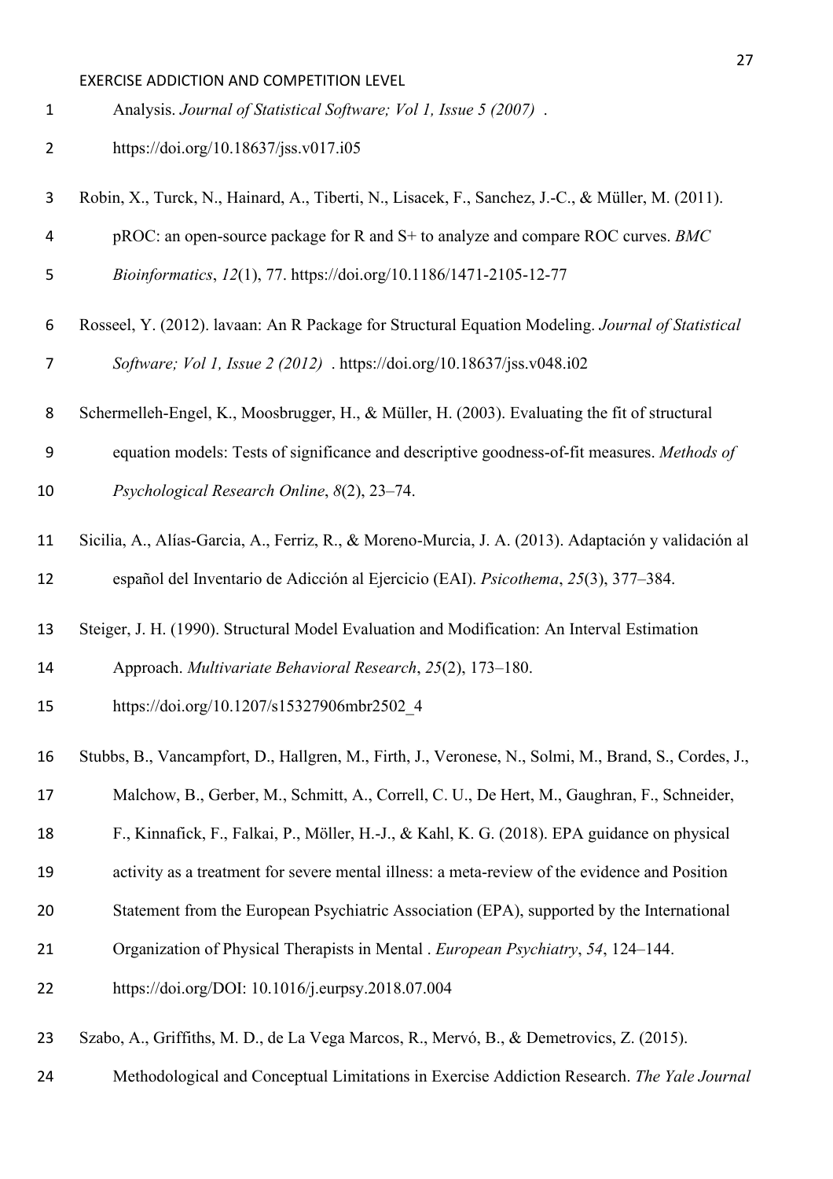Analysis. *Journal of Statistical Software; Vol 1, Issue 5 (2007)* . https://doi.org/10.18637/jss.v017.i05

Robin, X., Turck, N., Hainard, A., Tiberti, N., Lisacek, F., Sanchez, J.-C., & Müller, M. (2011). pROC: an open-source package for R and S+ to analyze and compare ROC curves. *BMC Bioinformatics*, *12*(1), 77. https://doi.org/10.1186/1471-2105-12-77

Rosseel, Y. (2012). lavaan: An R Package for Structural Equation Modeling. *Journal of Statistical Software; Vol 1, Issue 2 (2012)* . https://doi.org/10.18637/jss.v048.i02

Schermelleh-Engel, K., Moosbrugger, H., & Müller, H. (2003). Evaluating the fit of structural equation models: Tests of significance and descriptive goodness-of-fit measures. *Methods of Psychological Research Online*, *8*(2), 23–74.

Sicilia, A., Alías-Garcia, A., Ferriz, R., & Moreno-Murcia, J. A. (2013). Adaptación y validación al español del Inventario de Adicción al Ejercicio (EAI). *Psicothema*, *25*(3), 377–384.

Steiger, J. H. (1990). Structural Model Evaluation and Modification: An Interval Estimation Approach. *Multivariate Behavioral Research*, *25*(2), 173–180. https://doi.org/10.1207/s15327906mbr2502_4

Stubbs, B., Vancampfort, D., Hallgren, M., Firth, J., Veronese, N., Solmi, M., Brand, S., Cordes, J., Malchow, B., Gerber, M., Schmitt, A., Correll, C. U., De Hert, M., Gaughran, F., Schneider, F., Kinnafick, F., Falkai, P., Möller, H.-J., & Kahl, K. G. (2018). EPA guidance on physical activity as a treatment for severe mental illness: a meta-review of the evidence and Position Statement from the European Psychiatric Association (EPA), supported by the International Organization of Physical Therapists in Mental . *European Psychiatry*, *54*, 124–144. https://doi.org/DOI: 10.1016/j.eurpsy.2018.07.004

Szabo, A., Griffiths, M. D., de La Vega Marcos, R., Mervó, B., & Demetrovics, Z. (2015). Methodological and Conceptual Limitations in Exercise Addiction Research. *The Yale Journal*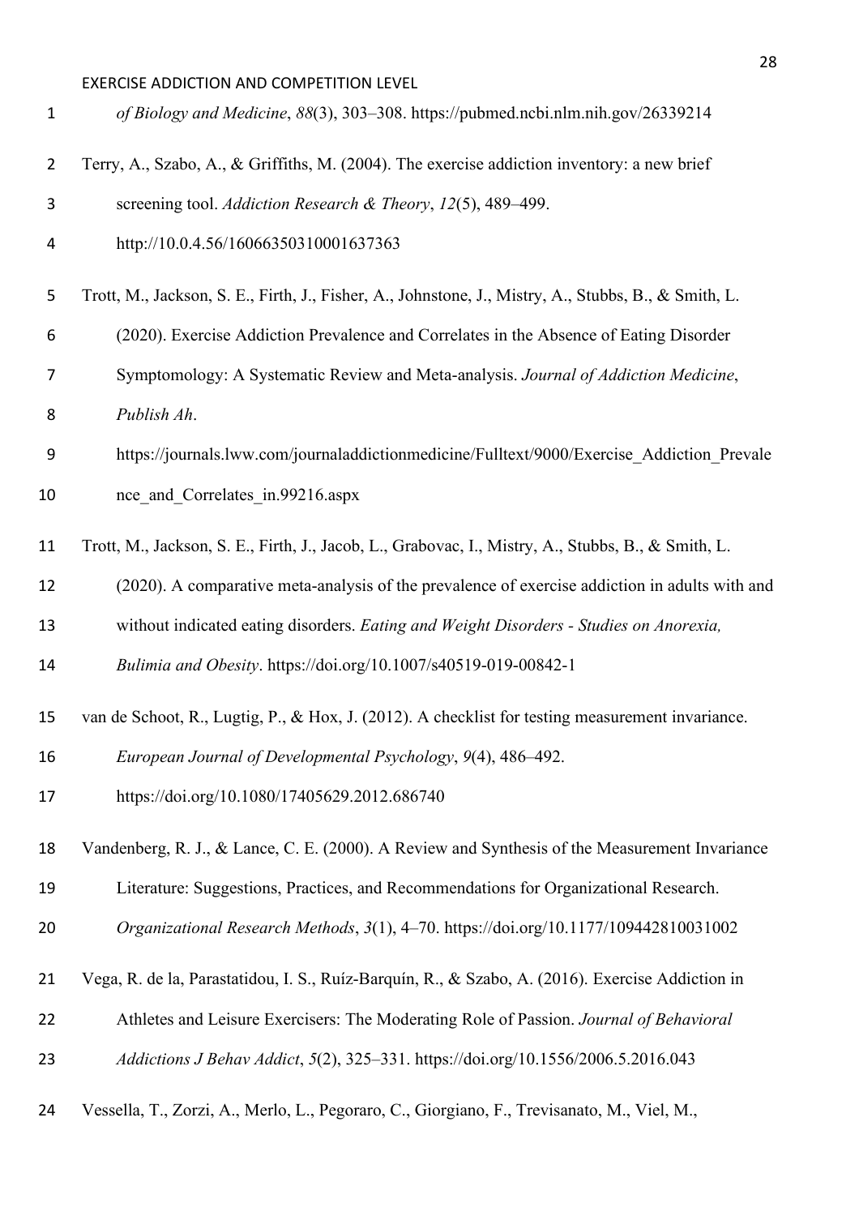*of Biology and Medicine*, *88*(3), 303–308. https://pubmed.ncbi.nlm.nih.gov/26339214

Terry, A., Szabo, A., & Griffiths, M. (2004). The exercise addiction inventory: a new brief screening tool. *Addiction Research & Theory*, *12*(5), 489–499. http://10.0.4.56/16066350310001637363

Trott, M., Jackson, S. E., Firth, J., Fisher, A., Johnstone, J., Mistry, A., Stubbs, B., & Smith, L. (2020). Exercise Addiction Prevalence and Correlates in the Absence of Eating Disorder Symptomology: A Systematic Review and Meta-analysis. *Journal of Addiction Medicine*, *Publish Ah*. https://journals.lww.com/journaladdictionmedicine/Fulltext/9000/Exercise_Addiction_Prevalence_and_Correlates_in.99216.aspx

Trott, M., Jackson, S. E., Firth, J., Jacob, L., Grabovac, I., Mistry, A., Stubbs, B., & Smith, L. (2020). A comparative meta-analysis of the prevalence of exercise addiction in adults with and without indicated eating disorders. *Eating and Weight Disorders - Studies on Anorexia, Bulimia and Obesity*. https://doi.org/10.1007/s40519-019-00842-1

van de Schoot, R., Lugtig, P., & Hox, J. (2012). A checklist for testing measurement invariance. *European Journal of Developmental Psychology*, *9*(4), 486–492. https://doi.org/10.1080/17405629.2012.686740

Vandenberg, R. J., & Lance, C. E. (2000). A Review and Synthesis of the Measurement Invariance Literature: Suggestions, Practices, and Recommendations for Organizational Research. *Organizational Research Methods*, *3*(1), 4–70. https://doi.org/10.1177/109442810031002

Vega, R. de la, Parastatidou, I. S., Ruíz-Barquín, R., & Szabo, A. (2016). Exercise Addiction in Athletes and Leisure Exercisers: The Moderating Role of Passion. *Journal of Behavioral Addictions J Behav Addict*, *5*(2), 325–331. https://doi.org/10.1556/2006.5.2016.043

Vessella, T., Zorzi, A., Merlo, L., Pegoraro, C., Giorgiano, F., Trevisanato, M., Viel, M.,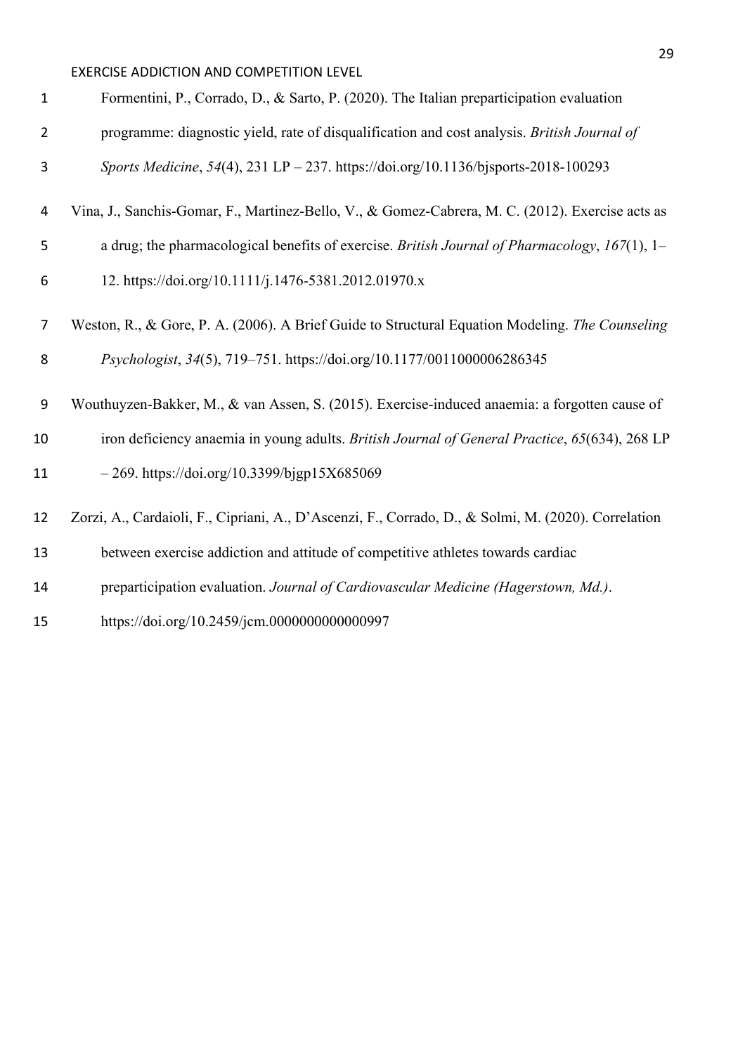Formentini, P., Corrado, D., & Sarto, P. (2020). The Italian preparticipation evaluation programme: diagnostic yield, rate of disqualification and cost analysis. *British Journal of Sports Medicine*, *54*(4), 231 LP – 237. https://doi.org/10.1136/bjsports-2018-100293

Vina, J., Sanchis-Gomar, F., Martinez-Bello, V., & Gomez-Cabrera, M. C. (2012). Exercise acts as a drug; the pharmacological benefits of exercise. *British Journal of Pharmacology*, *167*(1), 1–12. https://doi.org/10.1111/j.1476-5381.2012.01970.x

Weston, R., & Gore, P. A. (2006). A Brief Guide to Structural Equation Modeling. *The Counseling Psychologist*, *34*(5), 719–751. https://doi.org/10.1177/0011000006286345

Wouthuyzen-Bakker, M., & van Assen, S. (2015). Exercise-induced anaemia: a forgotten cause of iron deficiency anaemia in young adults. *British Journal of General Practice*, *65*(634), 268 LP – 269. https://doi.org/10.3399/bjgp15X685069

Zorzi, A., Cardaioli, F., Cipriani, A., D'Ascenzi, F., Corrado, D., & Solmi, M. (2020). Correlation between exercise addiction and attitude of competitive athletes towards cardiac preparticipation evaluation. *Journal of Cardiovascular Medicine (Hagerstown, Md.)*. https://doi.org/10.2459/jcm.0000000000000997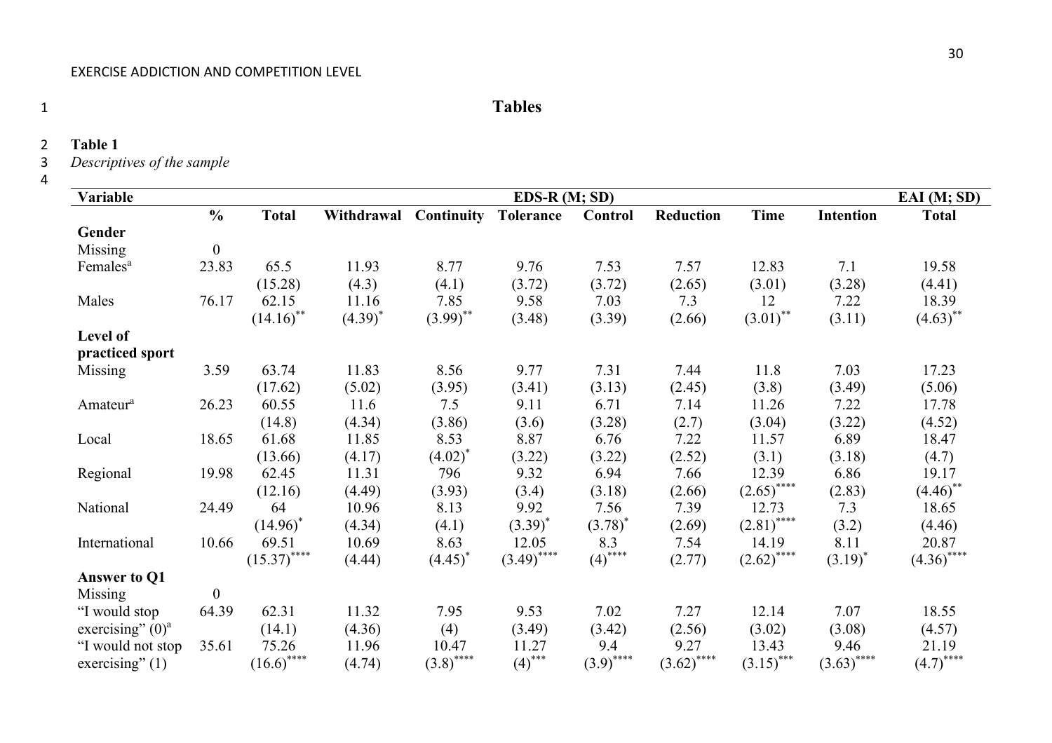# Tables

**Table 1**

*Descriptives of the sample*

| Variable | | EDS-R (M; SD) | | | | | | | | EAI (M; SD) |
|---|---|---|---|---|---|---|---|---|---|---|
| | % | Total | Withdrawal | Continuity | Tolerance | Control | Reduction | Time | Intention | Total |
| **Gender** | | | | | | | | | | |
| Missing | 0 | | | | | | | | | |
| Females[a] | 23.83 | 65.5 (15.28) | 11.93 (4.3) | 8.77 (4.1) | 9.76 (3.72) | 7.53 (3.72) | 7.57 (2.65) | 12.83 (3.01) | 7.1 (3.28) | 19.58 (4.41) |
| Males | 76.17 | 62.15 (14.16)** | 11.16 (4.39)* | 7.85 (3.99)** | 9.58 (3.48) | 7.03 (3.39) | 7.3 (2.66) | 12 (3.01)** | 7.22 (3.11) | 18.39 (4.63)** |
| **Level of practiced sport** | | | | | | | | | | |
| Missing | 3.59 | 63.74 (17.62) | 11.83 (5.02) | 8.56 (3.95) | 9.77 (3.41) | 7.31 (3.13) | 7.44 (2.45) | 11.8 (3.8) | 7.03 (3.49) | 17.23 (5.06) |
| Amateur[a] | 26.23 | 60.55 (14.8) | 11.6 (4.34) | 7.5 (3.86) | 9.11 (3.6) | 6.71 (3.28) | 7.14 (2.7) | 11.26 (3.04) | 7.22 (3.22) | 17.78 (4.52) |
| Local | 18.65 | 61.68 (13.66) | 11.85 (4.17) | 8.53 (4.02)* | 8.87 (3.22) | 6.76 (3.22) | 7.22 (2.52) | 11.57 (3.1) | 6.89 (3.18) | 18.47 (4.7) |
| Regional | 19.98 | 62.45 (12.16) | 11.31 (4.49) | 796 (3.93) | 9.32 (3.4) | 6.94 (3.18) | 7.66 (2.66) | 12.39 (2.65)**** | 6.86 (2.83) | 19.17 (4.46)** |
| National | 24.49 | 64 (14.96)* | 10.96 (4.34) | 8.13 (4.1) | 9.92 (3.39)* | 7.56 (3.78)* | 7.39 (2.69) | 12.73 (2.81)**** | 7.3 (3.2) | 18.65 (4.46) |
| International | 10.66 | 69.51 (15.37)**** | 10.69 (4.44) | 8.63 (4.45)* | 12.05 (3.49)**** | 8.3 (4)**** | 7.54 (2.77) | 14.19 (2.62)**** | 8.11 (3.19)* | 20.87 (4.36)**** |
| **Answer to Q1** | | | | | | | | | | |
| Missing | 0 | | | | | | | | | |
| "I would stop exercising" (0)[a] | 64.39 | 62.31 (14.1) | 11.32 (4.36) | 7.95 (4) | 9.53 (3.49) | 7.02 (3.42) | 7.27 (2.56) | 12.14 (3.02) | 7.07 (3.08) | 18.55 (4.57) |
| "I would not stop exercising" (1) | 35.61 | 75.26 (16.6)**** | 11.96 (4.74) | 10.47 (3.8)**** | 11.27 (4)*** | 9.4 (3.9)**** | 9.27 (3.62)**** | 13.43 (3.15)*** | 9.46 (3.63)**** | 21.19 (4.7)**** |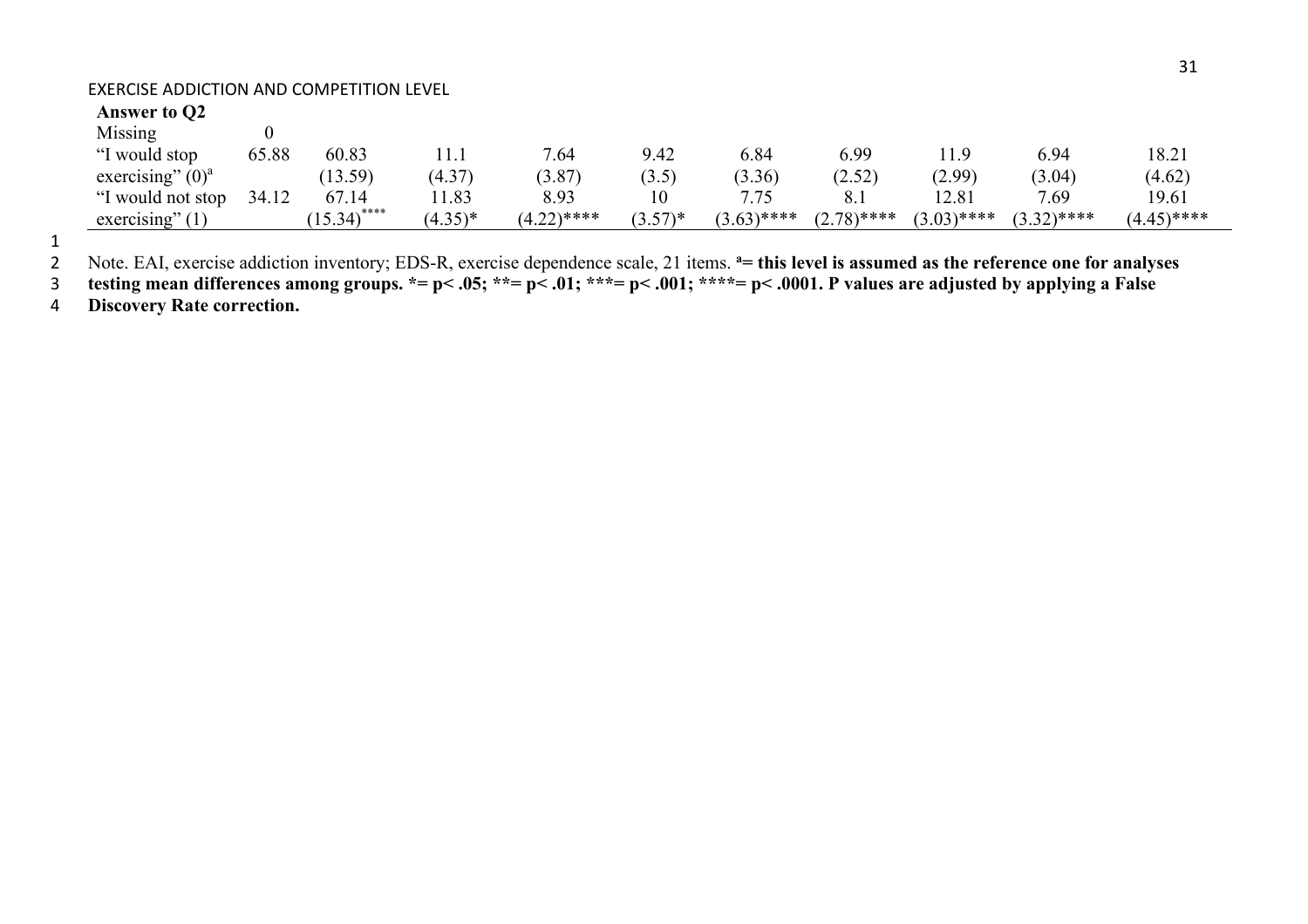| | | | | | | | | | | |
|---|---|---|---|---|---|---|---|---|---|---|
| **Answer to Q2** | | | | | | | | | | |
| Missing | 0 | | | | | | | | | |
| "I would stop exercising" (0)[a] | 65.88 | 60.83 (13.59) | 11.1 (4.37) | 7.64 (3.87) | 9.42 (3.5) | 6.84 (3.36) | 6.99 (2.52) | 11.9 (2.99) | 6.94 (3.04) | 18.21 (4.62) |
| "I would not stop exercising" (1) | 34.12 | 67.14 (15.34)**** | 11.83 (4.35)* | 8.93 (4.22)**** | 10 (3.57)* | 7.75 (3.63)**** | 8.1 (2.78)**** | 12.81 (3.03)**** | 7.69 (3.32)**** | 19.61 (4.45)**** |

Note. EAI, exercise addiction inventory; EDS-R, exercise dependence scale, 21 items. [a]**= this level is assumed as the reference one for analyses testing mean differences among groups. *= p< .05; **= p< .01; ***= p< .001; ****= p< .0001. P values are adjusted by applying a False Discovery Rate correction.**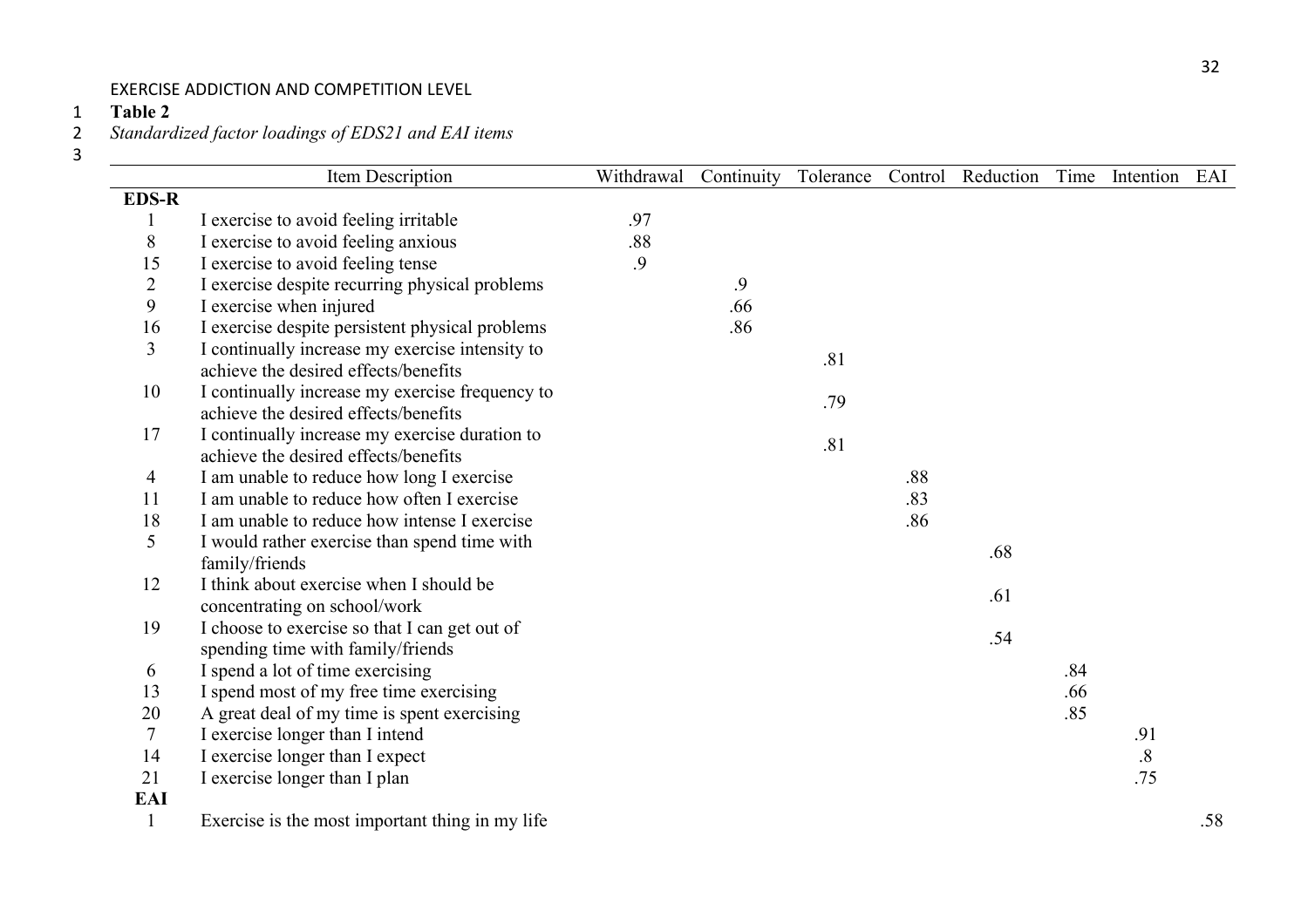**Table 2**

*Standardized factor loadings of EDS21 and EAI items*

| | Item Description | Withdrawal | Continuity | Tolerance | Control | Reduction | Time | Intention | EAI |
|---|---|---|---|---|---|---|---|---|---|
| **EDS-R** | | | | | | | | | |
| 1 | I exercise to avoid feeling irritable | .97 | | | | | | | |
| 8 | I exercise to avoid feeling anxious | .88 | | | | | | | |
| 15 | I exercise to avoid feeling tense | .9 | | | | | | | |
| 2 | I exercise despite recurring physical problems | | .9 | | | | | | |
| 9 | I exercise when injured | | .66 | | | | | | |
| 16 | I exercise despite persistent physical problems | | .86 | | | | | | |
| 3 | I continually increase my exercise intensity to achieve the desired effects/benefits | | | .81 | | | | | |
| 10 | I continually increase my exercise frequency to achieve the desired effects/benefits | | | .79 | | | | | |
| 17 | I continually increase my exercise duration to achieve the desired effects/benefits | | | .81 | | | | | |
| 4 | I am unable to reduce how long I exercise | | | | .88 | | | | |
| 11 | I am unable to reduce how often I exercise | | | | .83 | | | | |
| 18 | I am unable to reduce how intense I exercise | | | | .86 | | | | |
| 5 | I would rather exercise than spend time with family/friends | | | | | .68 | | | |
| 12 | I think about exercise when I should be concentrating on school/work | | | | | .61 | | | |
| 19 | I choose to exercise so that I can get out of spending time with family/friends | | | | | .54 | | | |
| 6 | I spend a lot of time exercising | | | | | | .84 | | |
| 13 | I spend most of my free time exercising | | | | | | .66 | | |
| 20 | A great deal of my time is spent exercising | | | | | | .85 | | |
| 7 | I exercise longer than I intend | | | | | | | .91 | |
| 14 | I exercise longer than I expect | | | | | | | .8 | |
| 21 | I exercise longer than I plan | | | | | | | .75 | |
| **EAI** | | | | | | | | | |
| 1 | Exercise is the most important thing in my life | | | | | | | | .58 |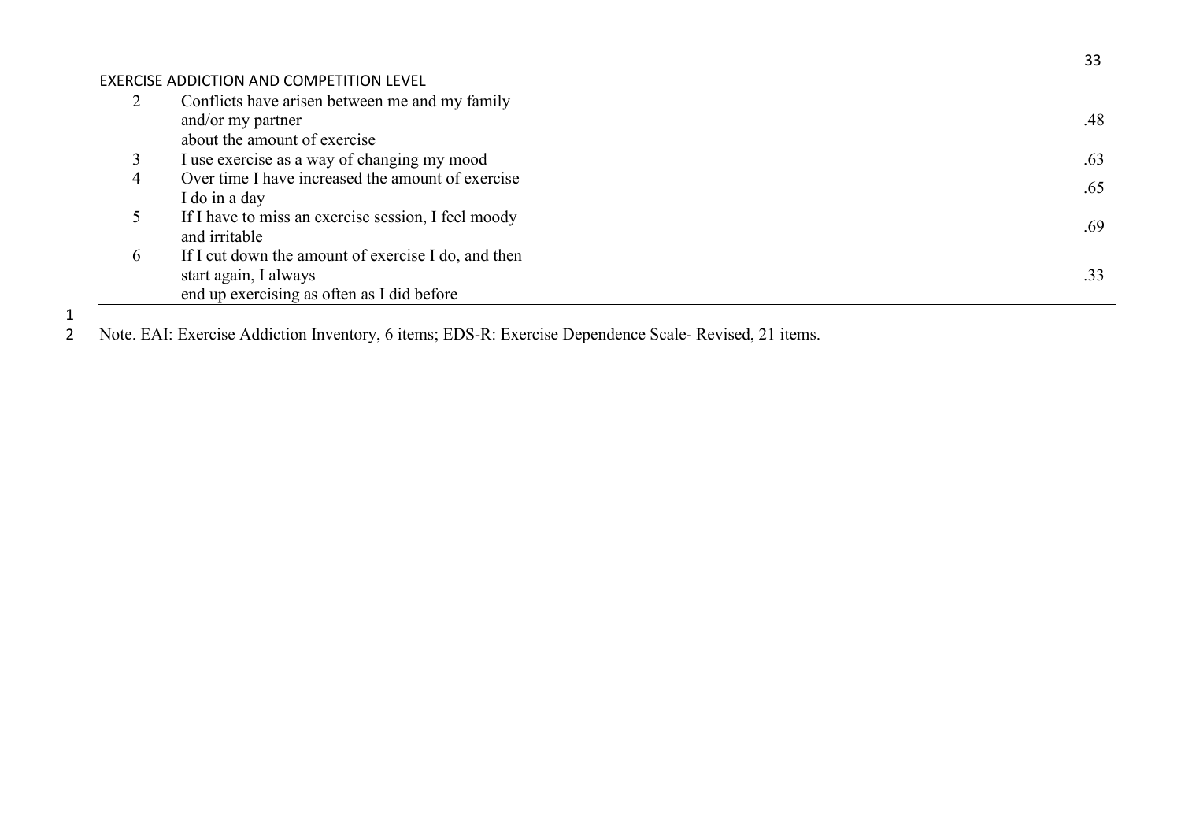| | | |
|---|---|---|
| 2 | Conflicts have arisen between me and my family and/or my partner about the amount of exercise | .48 |
| 3 | I use exercise as a way of changing my mood | .63 |
| 4 | Over time I have increased the amount of exercise I do in a day | .65 |
| 5 | If I have to miss an exercise session, I feel moody and irritable | .69 |
| 6 | If I cut down the amount of exercise I do, and then start again, I always end up exercising as often as I did before | .33 |

Note. EAI: Exercise Addiction Inventory, 6 items; EDS-R: Exercise Dependence Scale- Revised, 21 items.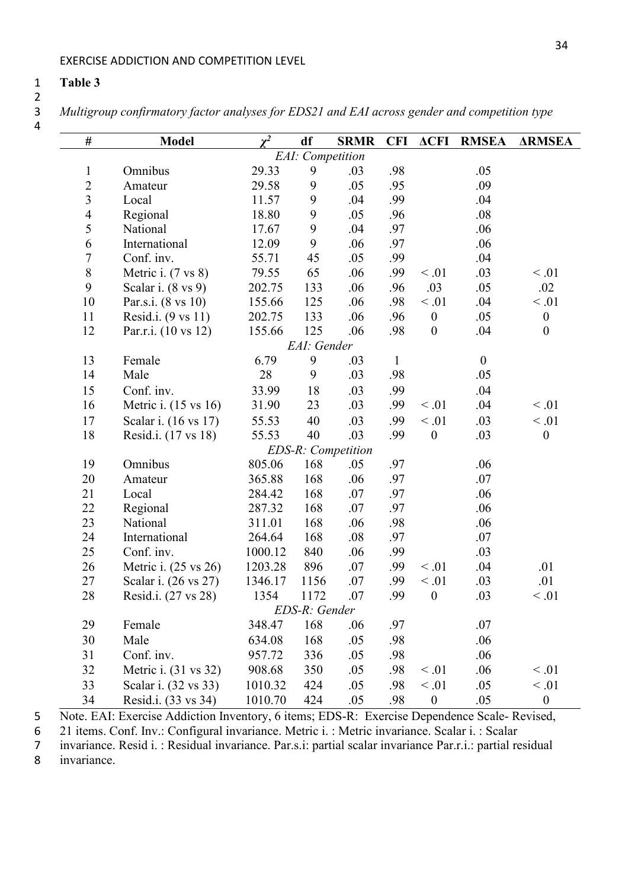**Table 3**

*Multigroup confirmatory factor analyses for EDS21 and EAI across gender and competition type*

| # | Model | $\chi^2$ | df | SRMR | CFI | ΔCFI | RMSEA | ΔRMSEA |
|---|---|---|---|---|---|---|---|---|
| | | | *EAI: Competition* | | | | | |
| 1 | Omnibus | 29.33 | 9 | .03 | .98 | | .05 | |
| 2 | Amateur | 29.58 | 9 | .05 | .95 | | .09 | |
| 3 | Local | 11.57 | 9 | .04 | .99 | | .04 | |
| 4 | Regional | 18.80 | 9 | .05 | .96 | | .08 | |
| 5 | National | 17.67 | 9 | .04 | .97 | | .06 | |
| 6 | International | 12.09 | 9 | .06 | .97 | | .06 | |
| 7 | Conf. inv. | 55.71 | 45 | .05 | .99 | | .04 | |
| 8 | Metric i. (7 vs 8) | 79.55 | 65 | .06 | .99 | < .01 | .03 | < .01 |
| 9 | Scalar i. (8 vs 9) | 202.75 | 133 | .06 | .96 | .03 | .05 | .02 |
| 10 | Par.s.i. (8 vs 10) | 155.66 | 125 | .06 | .98 | < .01 | .04 | < .01 |
| 11 | Resid.i. (9 vs 11) | 202.75 | 133 | .06 | .96 | 0 | .05 | 0 |
| 12 | Par.r.i. (10 vs 12) | 155.66 | 125 | .06 | .98 | 0 | .04 | 0 |
| | | | *EAI: Gender* | | | | | |
| 13 | Female | 6.79 | 9 | .03 | 1 | | 0 | |
| 14 | Male | 28 | 9 | .03 | .98 | | .05 | |
| 15 | Conf. inv. | 33.99 | 18 | .03 | .99 | | .04 | |
| 16 | Metric i. (15 vs 16) | 31.90 | 23 | .03 | .99 | < .01 | .04 | < .01 |
| 17 | Scalar i. (16 vs 17) | 55.53 | 40 | .03 | .99 | < .01 | .03 | < .01 |
| 18 | Resid.i. (17 vs 18) | 55.53 | 40 | .03 | .99 | 0 | .03 | 0 |
| | | | *EDS-R: Competition* | | | | | |
| 19 | Omnibus | 805.06 | 168 | .05 | .97 | | .06 | |
| 20 | Amateur | 365.88 | 168 | .06 | .97 | | .07 | |
| 21 | Local | 284.42 | 168 | .07 | .97 | | .06 | |
| 22 | Regional | 287.32 | 168 | .07 | .97 | | .06 | |
| 23 | National | 311.01 | 168 | .06 | .98 | | .06 | |
| 24 | International | 264.64 | 168 | .08 | .97 | | .07 | |
| 25 | Conf. inv. | 1000.12 | 840 | .06 | .99 | | .03 | |
| 26 | Metric i. (25 vs 26) | 1203.28 | 896 | .07 | .99 | < .01 | .04 | .01 |
| 27 | Scalar i. (26 vs 27) | 1346.17 | 1156 | .07 | .99 | < .01 | .03 | .01 |
| 28 | Resid.i. (27 vs 28) | 1354 | 1172 | .07 | .99 | 0 | .03 | < .01 |
| | | | *EDS-R: Gender* | | | | | |
| 29 | Female | 348.47 | 168 | .06 | .97 | | .07 | |
| 30 | Male | 634.08 | 168 | .05 | .98 | | .06 | |
| 31 | Conf. inv. | 957.72 | 336 | .05 | .98 | | .06 | |
| 32 | Metric i. (31 vs 32) | 908.68 | 350 | .05 | .98 | < .01 | .06 | < .01 |
| 33 | Scalar i. (32 vs 33) | 1010.32 | 424 | .05 | .98 | < .01 | .05 | < .01 |
| 34 | Resid.i. (33 vs 34) | 1010.70 | 424 | .05 | .98 | 0 | .05 | 0 |

Note. EAI: Exercise Addiction Inventory, 6 items; EDS-R: Exercise Dependence Scale- Revised, 21 items. Conf. Inv.: Configural invariance. Metric i. : Metric invariance. Scalar i. : Scalar invariance. Resid i. : Residual invariance. Par.s.i: partial scalar invariance Par.r.i.: partial residual invariance.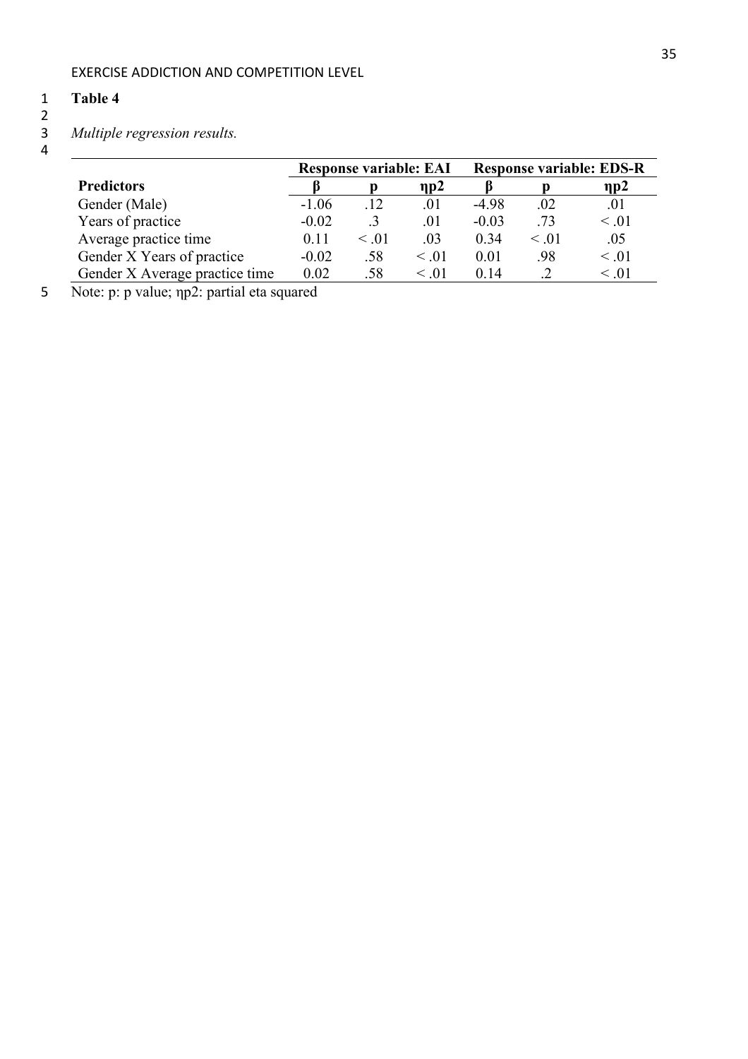**Table 4**

*Multiple regression results.*

| Predictors | Response variable: EAI | | | Response variable: EDS-R | | |
|---|---|---|---|---|---|---|
| | β | p | ηp2 | β | p | ηp2 |
| Gender (Male) | -1.06 | .12 | .01 | -4.98 | .02 | .01 |
| Years of practice | -0.02 | .3 | .01 | -0.03 | .73 | < .01 |
| Average practice time | 0.11 | < .01 | .03 | 0.34 | < .01 | .05 |
| Gender X Years of practice | -0.02 | .58 | < .01 | 0.01 | .98 | < .01 |
| Gender X Average practice time | 0.02 | .58 | < .01 | 0.14 | .2 | < .01 |

Note: p: p value; ηp2: partial eta squared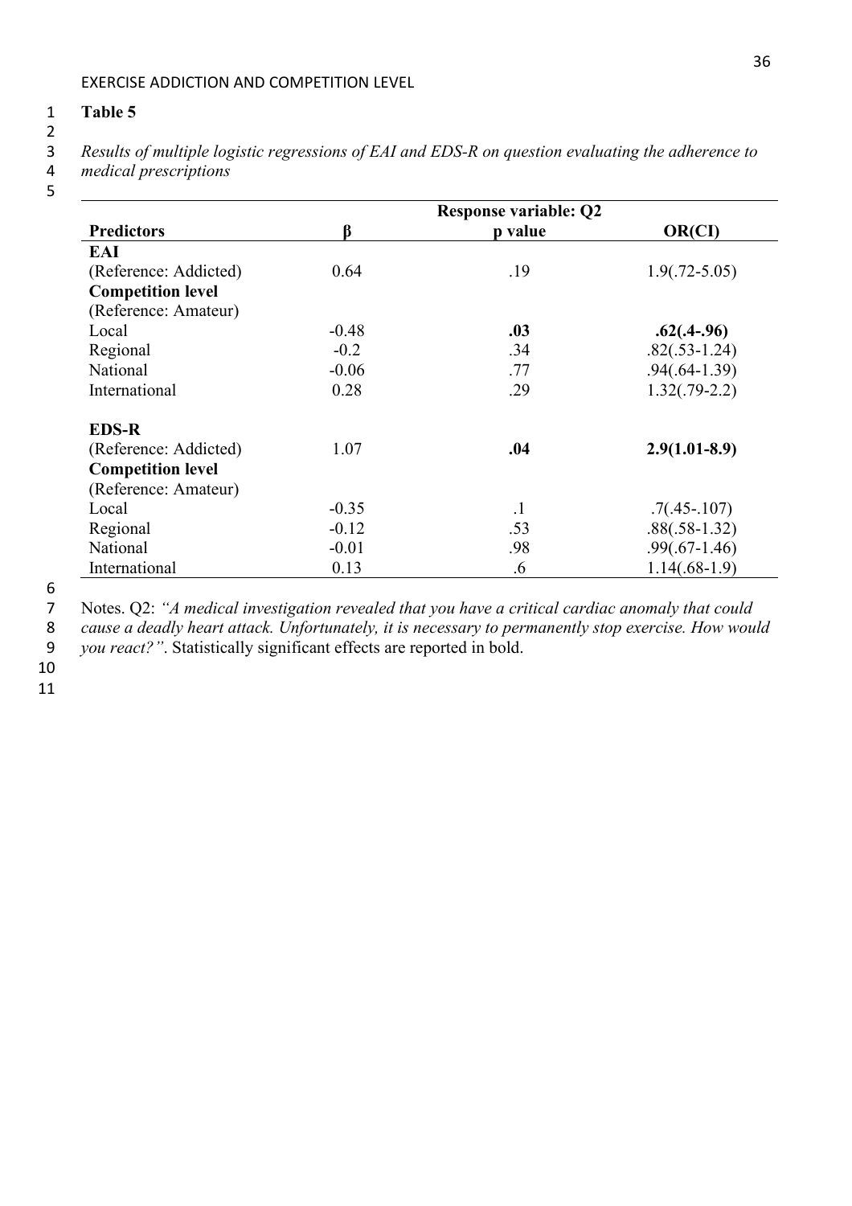**Table 5**

*Results of multiple logistic regressions of EAI and EDS-R on question evaluating the adherence to medical prescriptions*

| | Response variable: Q2 | | |
|---|---|---|---|
| **Predictors** | **β** | **p value** | **OR(CI)** |
| **EAI** | | | |
| (Reference: Addicted) | 0.64 | .19 | 1.9(.72-5.05) |
| **Competition level** | | | |
| (Reference: Amateur) | | | |
| Local | -0.48 | **.03** | **.62(.4-.96)** |
| Regional | -0.2 | .34 | .82(.53-1.24) |
| National | -0.06 | .77 | .94(.64-1.39) |
| International | 0.28 | .29 | 1.32(.79-2.2) |
| **EDS-R** | | | |
| (Reference: Addicted) | 1.07 | **.04** | **2.9(1.01-8.9)** |
| **Competition level** | | | |
| (Reference: Amateur) | | | |
| Local | -0.35 | .1 | .7(.45-.107) |
| Regional | -0.12 | .53 | .88(.58-1.32) |
| National | -0.01 | .98 | .99(.67-1.46) |
| International | 0.13 | .6 | 1.14(.68-1.9) |

Notes. Q2: *"A medical investigation revealed that you have a critical cardiac anomaly that could cause a deadly heart attack. Unfortunately, it is necessary to permanently stop exercise. How would you react?"*. Statistically significant effects are reported in bold.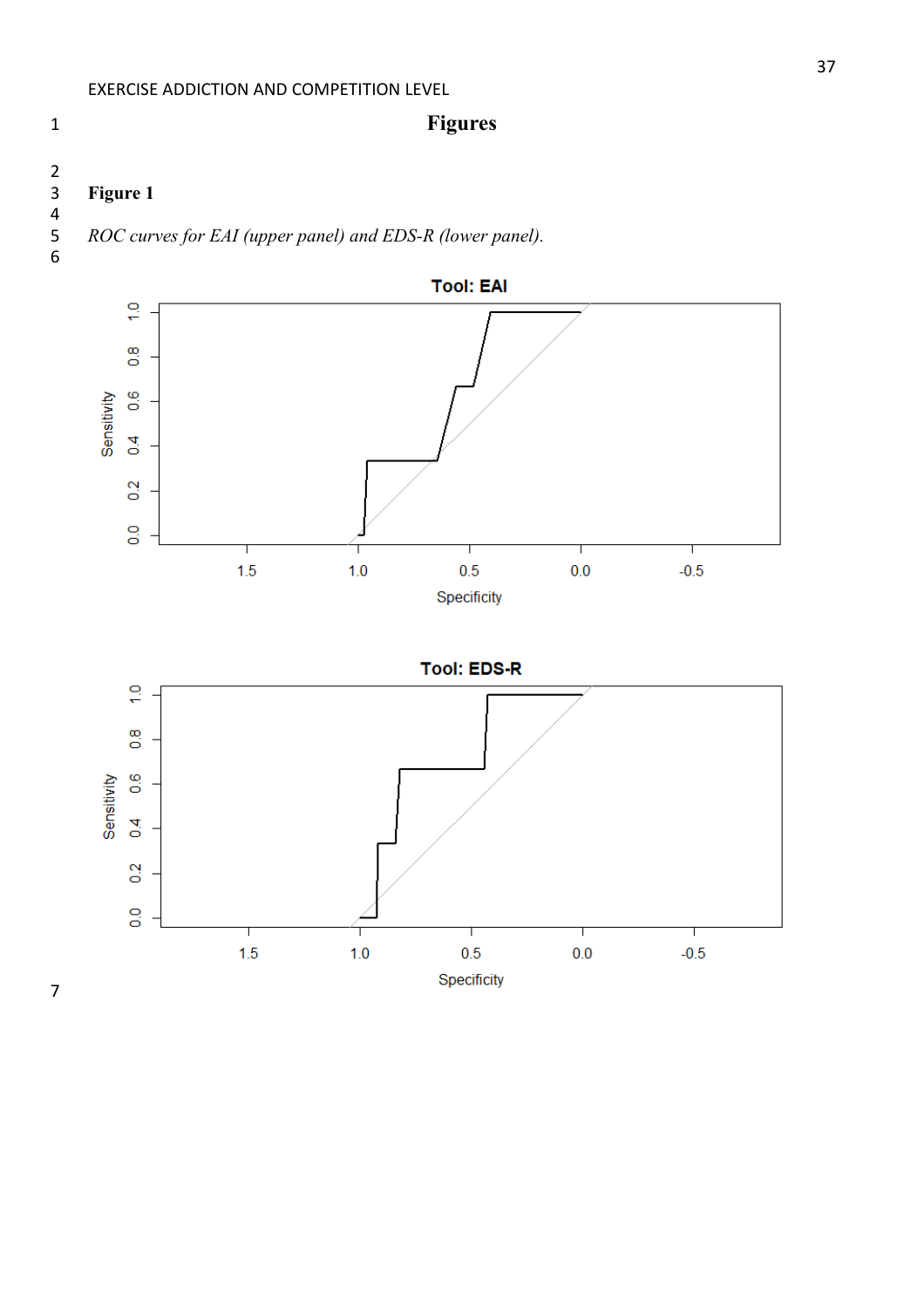# Figures

**Figure 1**

*ROC curves for EAI (upper panel) and EDS-R (lower panel).*

Tool: EAI

Sensitivity

0.0
0.2
0.4
0.6
0.8
1.0

1.5
1.0
0.5
0.0
-0.5

Specificity

Tool: EDS-R

Sensitivity

0.0
0.2
0.4
0.6
0.8
1.0

1.5
1.0
0.5
0.0
-0.5

Specificity